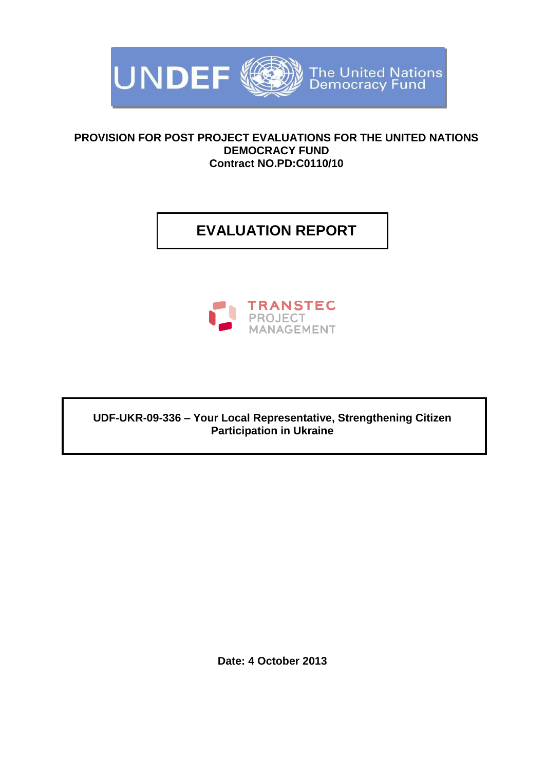UNDEF The United Nations Democracy Fund

**PROVISION FOR POST PROJECT EVALUATIONS FOR THE UNITED NATIONS DEMOCRACY FUND**
**Contract NO.PD:C0110/10**

# EVALUATION REPORT

TRANSTEC PROJECT MANAGEMENT

**UDF-UKR-09-336 – Your Local Representative, Strengthening Citizen Participation in Ukraine**

**Date: 4 October 2013**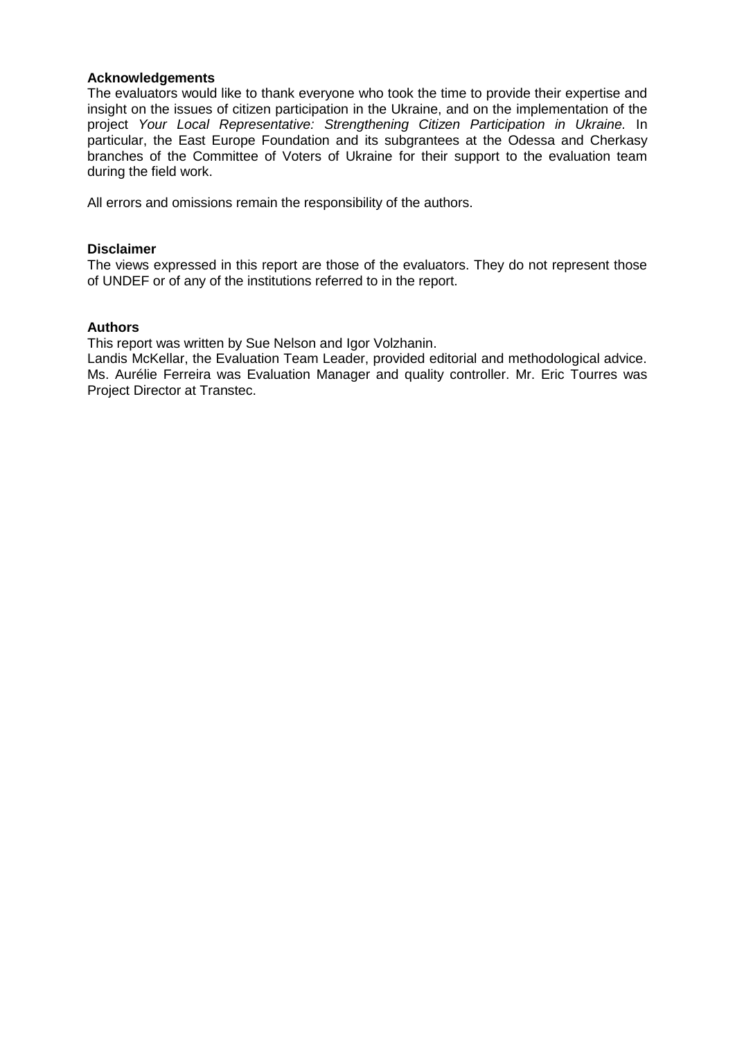**Acknowledgements**

The evaluators would like to thank everyone who took the time to provide their expertise and insight on the issues of citizen participation in the Ukraine, and on the implementation of the project *Your Local Representative: Strengthening Citizen Participation in Ukraine.* In particular, the East Europe Foundation and its subgrantees at the Odessa and Cherkasy branches of the Committee of Voters of Ukraine for their support to the evaluation team during the field work.

All errors and omissions remain the responsibility of the authors.

**Disclaimer**

The views expressed in this report are those of the evaluators. They do not represent those of UNDEF or of any of the institutions referred to in the report.

**Authors**

This report was written by Sue Nelson and Igor Volzhanin.

Landis McKellar, the Evaluation Team Leader, provided editorial and methodological advice. Ms. Aurélie Ferreira was Evaluation Manager and quality controller. Mr. Eric Tourres was Project Director at Transtec.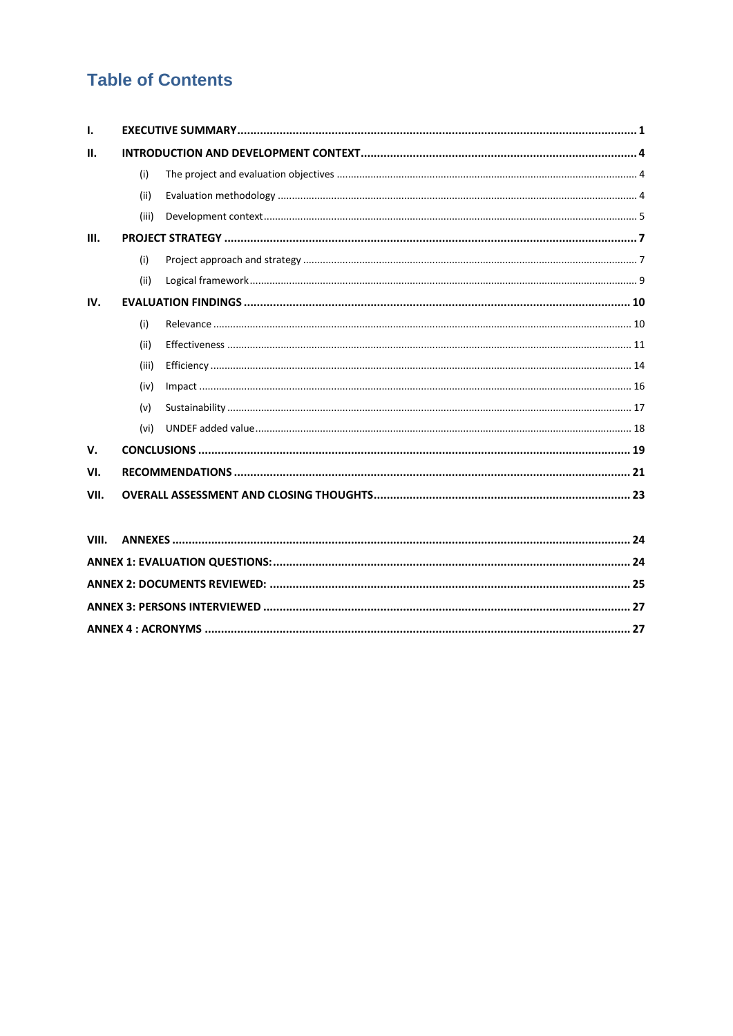# Table of Contents

| | | |
|---|---|---|
| **I.** | **EXECUTIVE SUMMARY** | **1** |
| **II.** | **INTRODUCTION AND DEVELOPMENT CONTEXT** | **4** |
| | (i) The project and evaluation objectives | 4 |
| | (ii) Evaluation methodology | 4 |
| | (iii) Development context | 5 |
| **III.** | **PROJECT STRATEGY** | **7** |
| | (i) Project approach and strategy | 7 |
| | (ii) Logical framework | 9 |
| **IV.** | **EVALUATION FINDINGS** | **10** |
| | (i) Relevance | 10 |
| | (ii) Effectiveness | 11 |
| | (iii) Efficiency | 14 |
| | (iv) Impact | 16 |
| | (v) Sustainability | 17 |
| | (vi) UNDEF added value | 18 |
| **V.** | **CONCLUSIONS** | **19** |
| **VI.** | **RECOMMENDATIONS** | **21** |
| **VII.** | **OVERALL ASSESSMENT AND CLOSING THOUGHTS** | **23** |
| **VIII.** | **ANNEXES** | **24** |
| **ANNEX 1: EVALUATION QUESTIONS:** | | **24** |
| **ANNEX 2: DOCUMENTS REVIEWED:** | | **25** |
| **ANNEX 3: PERSONS INTERVIEWED** | | **27** |
| **ANNEX 4 : ACRONYMS** | | **27** |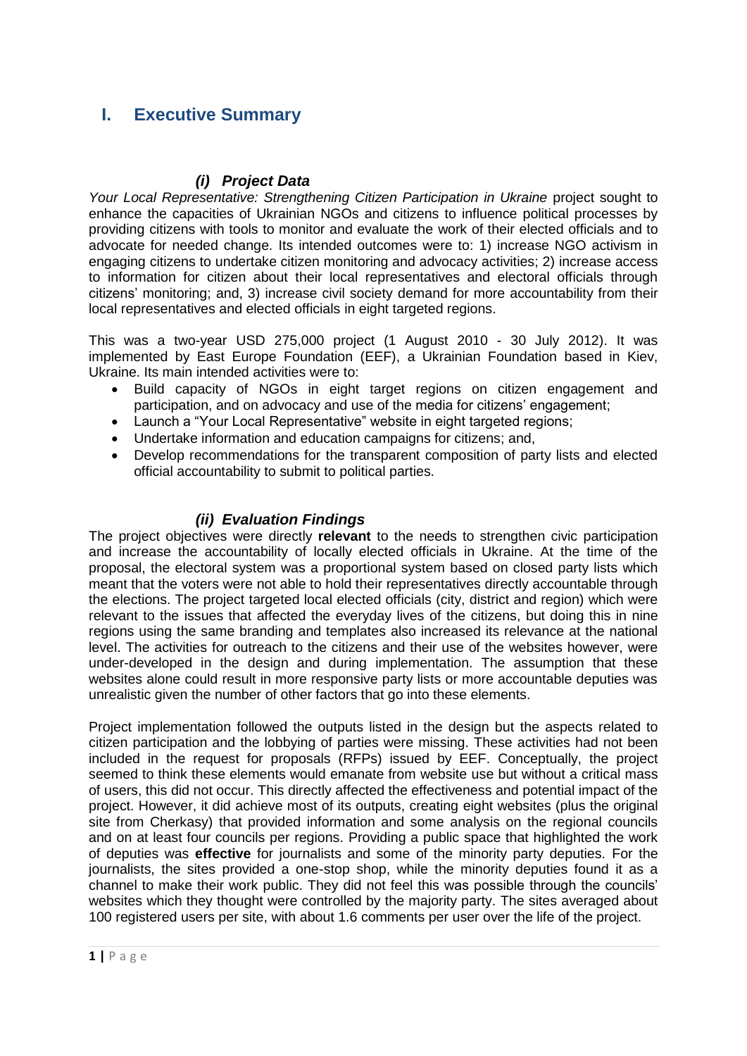# I. Executive Summary

### *(i) Project Data*

*Your Local Representative: Strengthening Citizen Participation in Ukraine* project sought to enhance the capacities of Ukrainian NGOs and citizens to influence political processes by providing citizens with tools to monitor and evaluate the work of their elected officials and to advocate for needed change. Its intended outcomes were to: 1) increase NGO activism in engaging citizens to undertake citizen monitoring and advocacy activities; 2) increase access to information for citizen about their local representatives and electoral officials through citizens' monitoring; and, 3) increase civil society demand for more accountability from their local representatives and elected officials in eight targeted regions.

This was a two-year USD 275,000 project (1 August 2010 - 30 July 2012). It was implemented by East Europe Foundation (EEF), a Ukrainian Foundation based in Kiev, Ukraine. Its main intended activities were to:

- Build capacity of NGOs in eight target regions on citizen engagement and participation, and on advocacy and use of the media for citizens' engagement;
- Launch a "Your Local Representative" website in eight targeted regions;
- Undertake information and education campaigns for citizens; and,
- Develop recommendations for the transparent composition of party lists and elected official accountability to submit to political parties.

### *(ii) Evaluation Findings*

The project objectives were directly **relevant** to the needs to strengthen civic participation and increase the accountability of locally elected officials in Ukraine. At the time of the proposal, the electoral system was a proportional system based on closed party lists which meant that the voters were not able to hold their representatives directly accountable through the elections. The project targeted local elected officials (city, district and region) which were relevant to the issues that affected the everyday lives of the citizens, but doing this in nine regions using the same branding and templates also increased its relevance at the national level. The activities for outreach to the citizens and their use of the websites however, were under-developed in the design and during implementation. The assumption that these websites alone could result in more responsive party lists or more accountable deputies was unrealistic given the number of other factors that go into these elements.

Project implementation followed the outputs listed in the design but the aspects related to citizen participation and the lobbying of parties were missing. These activities had not been included in the request for proposals (RFPs) issued by EEF. Conceptually, the project seemed to think these elements would emanate from website use but without a critical mass of users, this did not occur. This directly affected the effectiveness and potential impact of the project. However, it did achieve most of its outputs, creating eight websites (plus the original site from Cherkasy) that provided information and some analysis on the regional councils and on at least four councils per regions. Providing a public space that highlighted the work of deputies was **effective** for journalists and some of the minority party deputies. For the journalists, the sites provided a one-stop shop, while the minority deputies found it as a channel to make their work public. They did not feel this was possible through the councils' websites which they thought were controlled by the majority party. The sites averaged about 100 registered users per site, with about 1.6 comments per user over the life of the project.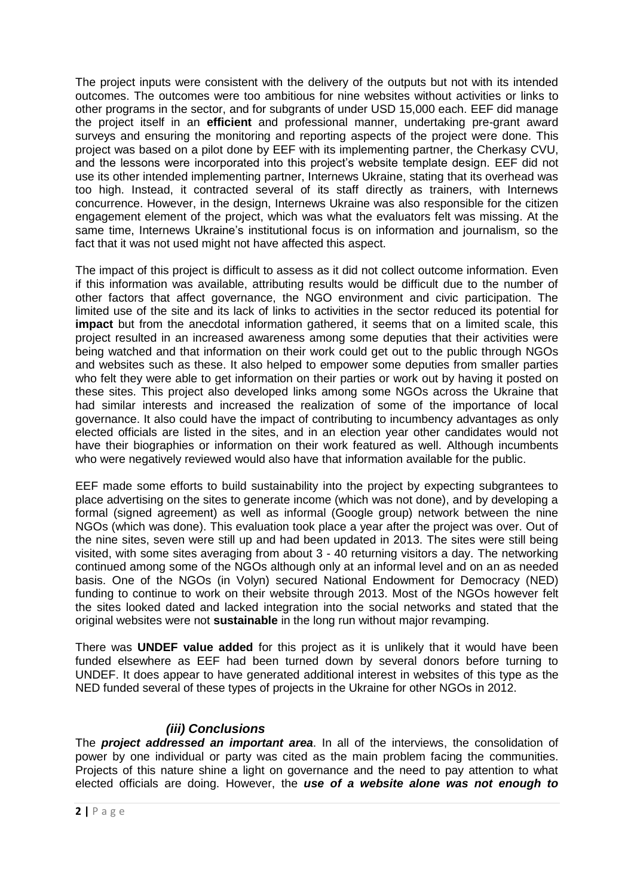The project inputs were consistent with the delivery of the outputs but not with its intended outcomes. The outcomes were too ambitious for nine websites without activities or links to other programs in the sector, and for subgrants of under USD 15,000 each. EEF did manage the project itself in an **efficient** and professional manner, undertaking pre-grant award surveys and ensuring the monitoring and reporting aspects of the project were done. This project was based on a pilot done by EEF with its implementing partner, the Cherkasy CVU, and the lessons were incorporated into this project's website template design. EEF did not use its other intended implementing partner, Internews Ukraine, stating that its overhead was too high. Instead, it contracted several of its staff directly as trainers, with Internews concurrence. However, in the design, Internews Ukraine was also responsible for the citizen engagement element of the project, which was what the evaluators felt was missing. At the same time, Internews Ukraine's institutional focus is on information and journalism, so the fact that it was not used might not have affected this aspect.

The impact of this project is difficult to assess as it did not collect outcome information. Even if this information was available, attributing results would be difficult due to the number of other factors that affect governance, the NGO environment and civic participation. The limited use of the site and its lack of links to activities in the sector reduced its potential for **impact** but from the anecdotal information gathered, it seems that on a limited scale, this project resulted in an increased awareness among some deputies that their activities were being watched and that information on their work could get out to the public through NGOs and websites such as these. It also helped to empower some deputies from smaller parties who felt they were able to get information on their parties or work out by having it posted on these sites. This project also developed links among some NGOs across the Ukraine that had similar interests and increased the realization of some of the importance of local governance. It also could have the impact of contributing to incumbency advantages as only elected officials are listed in the sites, and in an election year other candidates would not have their biographies or information on their work featured as well. Although incumbents who were negatively reviewed would also have that information available for the public.

EEF made some efforts to build sustainability into the project by expecting subgrantees to place advertising on the sites to generate income (which was not done), and by developing a formal (signed agreement) as well as informal (Google group) network between the nine NGOs (which was done). This evaluation took place a year after the project was over. Out of the nine sites, seven were still up and had been updated in 2013. The sites were still being visited, with some sites averaging from about 3 - 40 returning visitors a day. The networking continued among some of the NGOs although only at an informal level and on an as needed basis. One of the NGOs (in Volyn) secured National Endowment for Democracy (NED) funding to continue to work on their website through 2013. Most of the NGOs however felt the sites looked dated and lacked integration into the social networks and stated that the original websites were not **sustainable** in the long run without major revamping.

There was **UNDEF value added** for this project as it is unlikely that it would have been funded elsewhere as EEF had been turned down by several donors before turning to UNDEF. It does appear to have generated additional interest in websites of this type as the NED funded several of these types of projects in the Ukraine for other NGOs in 2012.

### *(iii) Conclusions*

The ***project addressed an important area***. In all of the interviews, the consolidation of power by one individual or party was cited as the main problem facing the communities. Projects of this nature shine a light on governance and the need to pay attention to what elected officials are doing. However, the ***use of a website alone was not enough to***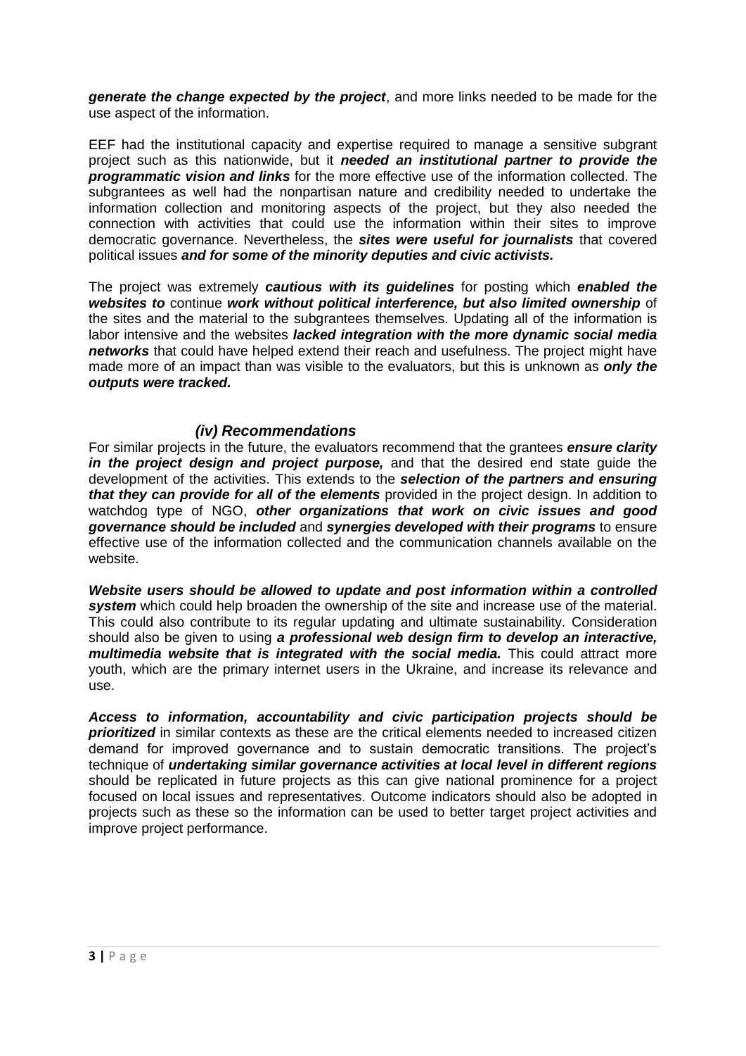***generate the change expected by the project***, and more links needed to be made for the use aspect of the information.

EEF had the institutional capacity and expertise required to manage a sensitive subgrant project such as this nationwide, but it ***needed an institutional partner to provide the programmatic vision and links*** for the more effective use of the information collected. The subgrantees as well had the nonpartisan nature and credibility needed to undertake the information collection and monitoring aspects of the project, but they also needed the connection with activities that could use the information within their sites to improve democratic governance. Nevertheless, the ***sites were useful for journalists*** that covered political issues ***and for some of the minority deputies and civic activists.***

The project was extremely ***cautious with its guidelines*** for posting which ***enabled the websites to*** continue ***work without political interference, but also limited ownership*** of the sites and the material to the subgrantees themselves. Updating all of the information is labor intensive and the websites ***lacked integration with the more dynamic social media networks*** that could have helped extend their reach and usefulness. The project might have made more of an impact than was visible to the evaluators, but this is unknown as ***only the outputs were tracked.***

### *(iv) Recommendations*

For similar projects in the future, the evaluators recommend that the grantees ***ensure clarity in the project design and project purpose,*** and that the desired end state guide the development of the activities. This extends to the ***selection of the partners and ensuring that they can provide for all of the elements*** provided in the project design. In addition to watchdog type of NGO, ***other organizations that work on civic issues and good governance should be included*** and ***synergies developed with their programs*** to ensure effective use of the information collected and the communication channels available on the website.

***Website users should be allowed to update and post information within a controlled system*** which could help broaden the ownership of the site and increase use of the material. This could also contribute to its regular updating and ultimate sustainability. Consideration should also be given to using ***a professional web design firm to develop an interactive, multimedia website that is integrated with the social media.*** This could attract more youth, which are the primary internet users in the Ukraine, and increase its relevance and use.

***Access to information, accountability and civic participation projects should be prioritized*** in similar contexts as these are the critical elements needed to increased citizen demand for improved governance and to sustain democratic transitions. The project's technique of ***undertaking similar governance activities at local level in different regions*** should be replicated in future projects as this can give national prominence for a project focused on local issues and representatives. Outcome indicators should also be adopted in projects such as these so the information can be used to better target project activities and improve project performance.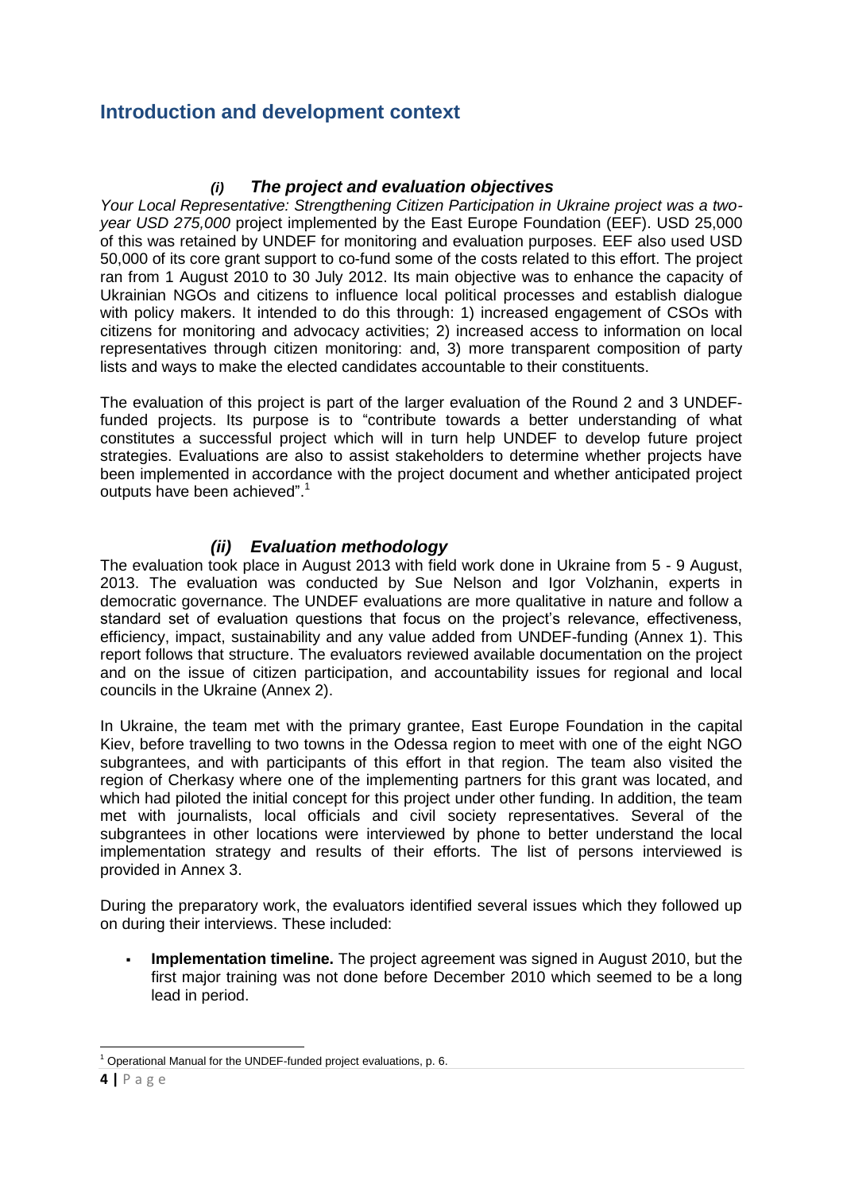## Introduction and development context

### *(i) The project and evaluation objectives*

*Your Local Representative: Strengthening Citizen Participation in Ukraine project was a two-year USD 275,000* project implemented by the East Europe Foundation (EEF). USD 25,000 of this was retained by UNDEF for monitoring and evaluation purposes. EEF also used USD 50,000 of its core grant support to co-fund some of the costs related to this effort. The project ran from 1 August 2010 to 30 July 2012. Its main objective was to enhance the capacity of Ukrainian NGOs and citizens to influence local political processes and establish dialogue with policy makers. It intended to do this through: 1) increased engagement of CSOs with citizens for monitoring and advocacy activities; 2) increased access to information on local representatives through citizen monitoring: and, 3) more transparent composition of party lists and ways to make the elected candidates accountable to their constituents.

The evaluation of this project is part of the larger evaluation of the Round 2 and 3 UNDEF-funded projects. Its purpose is to "contribute towards a better understanding of what constitutes a successful project which will in turn help UNDEF to develop future project strategies. Evaluations are also to assist stakeholders to determine whether projects have been implemented in accordance with the project document and whether anticipated project outputs have been achieved".[1]

### *(ii) Evaluation methodology*

The evaluation took place in August 2013 with field work done in Ukraine from 5 - 9 August, 2013. The evaluation was conducted by Sue Nelson and Igor Volzhanin, experts in democratic governance. The UNDEF evaluations are more qualitative in nature and follow a standard set of evaluation questions that focus on the project's relevance, effectiveness, efficiency, impact, sustainability and any value added from UNDEF-funding (Annex 1). This report follows that structure. The evaluators reviewed available documentation on the project and on the issue of citizen participation, and accountability issues for regional and local councils in the Ukraine (Annex 2).

In Ukraine, the team met with the primary grantee, East Europe Foundation in the capital Kiev, before travelling to two towns in the Odessa region to meet with one of the eight NGO subgrantees, and with participants of this effort in that region. The team also visited the region of Cherkasy where one of the implementing partners for this grant was located, and which had piloted the initial concept for this project under other funding. In addition, the team met with journalists, local officials and civil society representatives. Several of the subgrantees in other locations were interviewed by phone to better understand the local implementation strategy and results of their efforts. The list of persons interviewed is provided in Annex 3.

During the preparatory work, the evaluators identified several issues which they followed up on during their interviews. These included:

- **Implementation timeline.** The project agreement was signed in August 2010, but the first major training was not done before December 2010 which seemed to be a long lead in period.

[1] Operational Manual for the UNDEF-funded project evaluations, p. 6.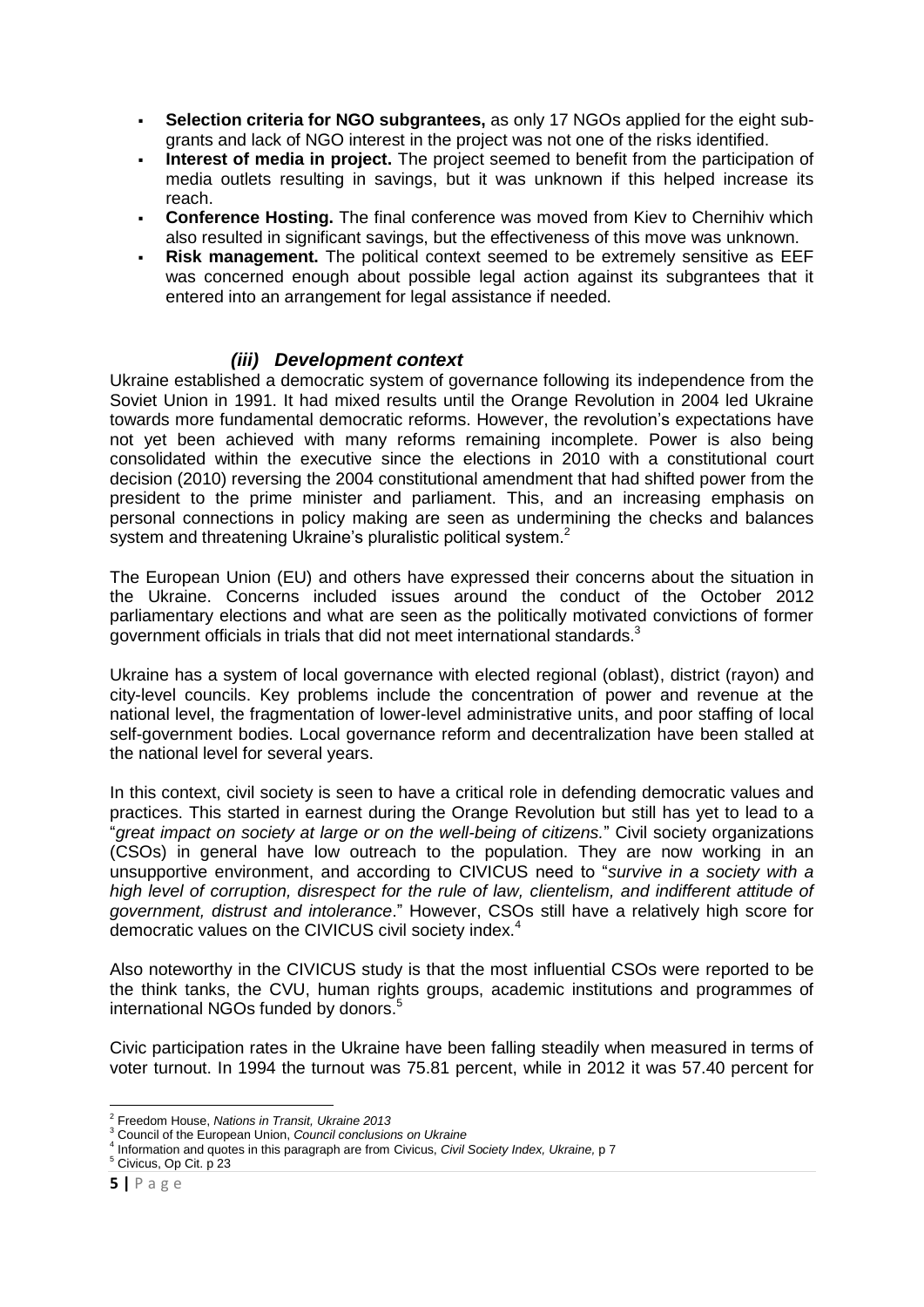- **Selection criteria for NGO subgrantees,** as only 17 NGOs applied for the eight sub-grants and lack of NGO interest in the project was not one of the risks identified.
- **Interest of media in project.** The project seemed to benefit from the participation of media outlets resulting in savings, but it was unknown if this helped increase its reach.
- **Conference Hosting.** The final conference was moved from Kiev to Chernihiv which also resulted in significant savings, but the effectiveness of this move was unknown.
- **Risk management.** The political context seemed to be extremely sensitive as EEF was concerned enough about possible legal action against its subgrantees that it entered into an arrangement for legal assistance if needed.

### *(iii) Development context*

Ukraine established a democratic system of governance following its independence from the Soviet Union in 1991. It had mixed results until the Orange Revolution in 2004 led Ukraine towards more fundamental democratic reforms. However, the revolution's expectations have not yet been achieved with many reforms remaining incomplete. Power is also being consolidated within the executive since the elections in 2010 with a constitutional court decision (2010) reversing the 2004 constitutional amendment that had shifted power from the president to the prime minister and parliament. This, and an increasing emphasis on personal connections in policy making are seen as undermining the checks and balances system and threatening Ukraine's pluralistic political system.[2]

The European Union (EU) and others have expressed their concerns about the situation in the Ukraine. Concerns included issues around the conduct of the October 2012 parliamentary elections and what are seen as the politically motivated convictions of former government officials in trials that did not meet international standards.[3]

Ukraine has a system of local governance with elected regional (oblast), district (rayon) and city-level councils. Key problems include the concentration of power and revenue at the national level, the fragmentation of lower-level administrative units, and poor staffing of local self-government bodies. Local governance reform and decentralization have been stalled at the national level for several years.

In this context, civil society is seen to have a critical role in defending democratic values and practices. This started in earnest during the Orange Revolution but still has yet to lead to a "*great impact on society at large or on the well-being of citizens.*" Civil society organizations (CSOs) in general have low outreach to the population. They are now working in an unsupportive environment, and according to CIVICUS need to "*survive in a society with a high level of corruption, disrespect for the rule of law, clientelism, and indifferent attitude of government, distrust and intolerance*." However, CSOs still have a relatively high score for democratic values on the CIVICUS civil society index.[4]

Also noteworthy in the CIVICUS study is that the most influential CSOs were reported to be the think tanks, the CVU, human rights groups, academic institutions and programmes of international NGOs funded by donors.[5]

Civic participation rates in the Ukraine have been falling steadily when measured in terms of voter turnout. In 1994 the turnout was 75.81 percent, while in 2012 it was 57.40 percent for

---

[2] Freedom House, *Nations in Transit, Ukraine 2013*

[3] Council of the European Union, *Council conclusions on Ukraine*

[4] Information and quotes in this paragraph are from Civicus, *Civil Society Index, Ukraine,* p 7

[5] Civicus, Op Cit. p 23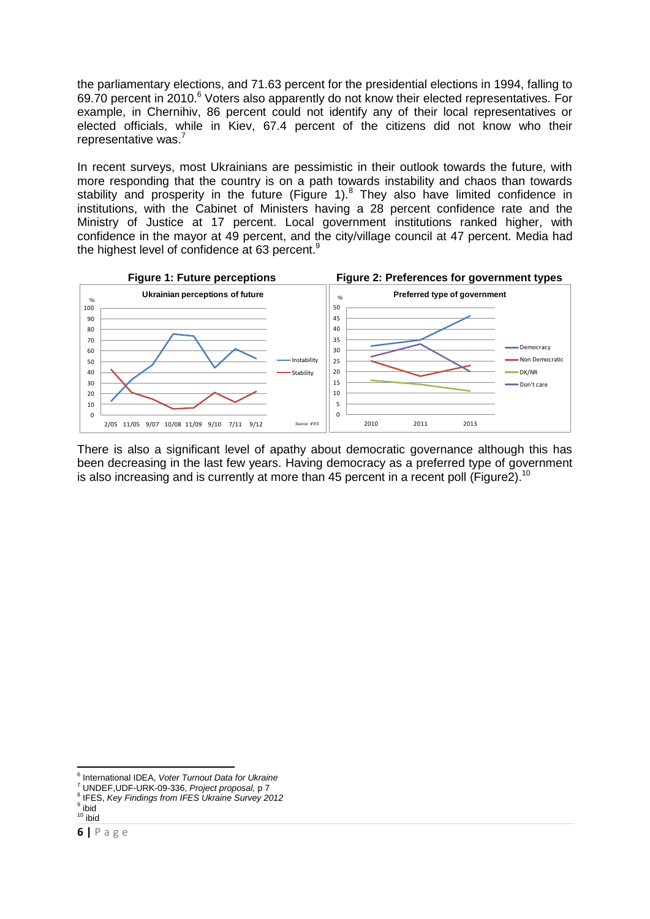the parliamentary elections, and 71.63 percent for the presidential elections in 1994, falling to 69.70 percent in 2010.[6] Voters also apparently do not know their elected representatives. For example, in Chernihiv, 86 percent could not identify any of their local representatives or elected officials, while in Kiev, 67.4 percent of the citizens did not know who their representative was.[7]

In recent surveys, most Ukrainians are pessimistic in their outlook towards the future, with more responding that the country is on a path towards instability and chaos than towards stability and prosperity in the future (Figure 1).[8] They also have limited confidence in institutions, with the Cabinet of Ministers having a 28 percent confidence rate and the Ministry of Justice at 17 percent. Local government institutions ranked higher, with confidence in the mayor at 49 percent, and the city/village council at 47 percent. Media had the highest level of confidence at 63 percent.[9]

**Figure 1: Future perceptions**

**Figure 2: Preferences for government types**

There is also a significant level of apathy about democratic governance although this has been decreasing in the last few years. Having democracy as a preferred type of government is also increasing and is currently at more than 45 percent in a recent poll (Figure2).[10]

---

[6] International IDEA, *Voter Turnout Data for Ukraine*
[7] UNDEF,UDF-URK-09-336, *Project proposal,* p 7
[8] IFES, *Key Findings from IFES Ukraine Survey 2012*
[9] ibid
[10] ibid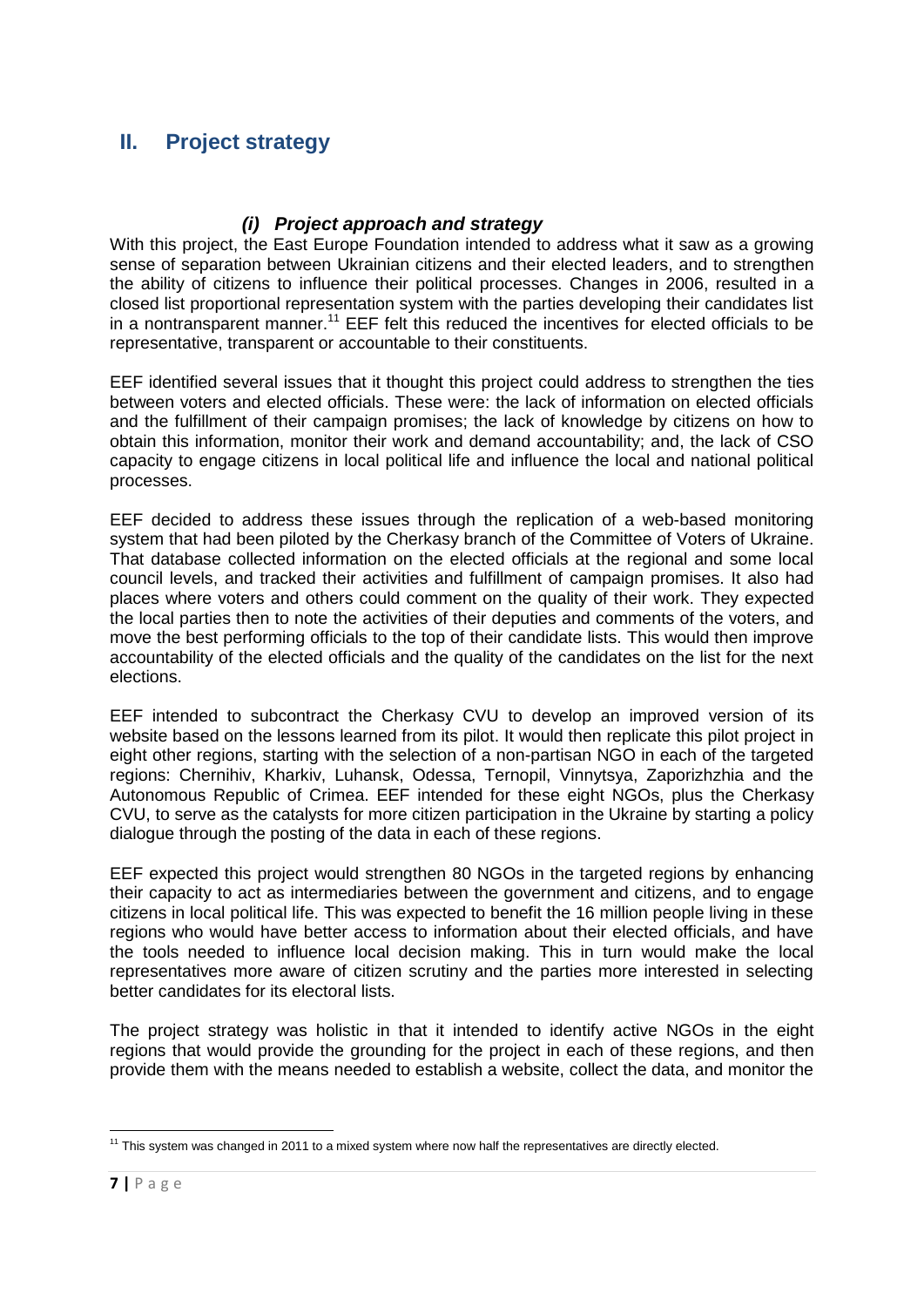## II. Project strategy

### *(i) Project approach and strategy*

With this project, the East Europe Foundation intended to address what it saw as a growing sense of separation between Ukrainian citizens and their elected leaders, and to strengthen the ability of citizens to influence their political processes. Changes in 2006, resulted in a closed list proportional representation system with the parties developing their candidates list in a nontransparent manner.[11] EEF felt this reduced the incentives for elected officials to be representative, transparent or accountable to their constituents.

EEF identified several issues that it thought this project could address to strengthen the ties between voters and elected officials. These were: the lack of information on elected officials and the fulfillment of their campaign promises; the lack of knowledge by citizens on how to obtain this information, monitor their work and demand accountability; and, the lack of CSO capacity to engage citizens in local political life and influence the local and national political processes.

EEF decided to address these issues through the replication of a web-based monitoring system that had been piloted by the Cherkasy branch of the Committee of Voters of Ukraine. That database collected information on the elected officials at the regional and some local council levels, and tracked their activities and fulfillment of campaign promises. It also had places where voters and others could comment on the quality of their work. They expected the local parties then to note the activities of their deputies and comments of the voters, and move the best performing officials to the top of their candidate lists. This would then improve accountability of the elected officials and the quality of the candidates on the list for the next elections.

EEF intended to subcontract the Cherkasy CVU to develop an improved version of its website based on the lessons learned from its pilot. It would then replicate this pilot project in eight other regions, starting with the selection of a non-partisan NGO in each of the targeted regions: Chernihiv, Kharkiv, Luhansk, Odessa, Ternopil, Vinnytsya, Zaporizhzhia and the Autonomous Republic of Crimea. EEF intended for these eight NGOs, plus the Cherkasy CVU, to serve as the catalysts for more citizen participation in the Ukraine by starting a policy dialogue through the posting of the data in each of these regions.

EEF expected this project would strengthen 80 NGOs in the targeted regions by enhancing their capacity to act as intermediaries between the government and citizens, and to engage citizens in local political life. This was expected to benefit the 16 million people living in these regions who would have better access to information about their elected officials, and have the tools needed to influence local decision making. This in turn would make the local representatives more aware of citizen scrutiny and the parties more interested in selecting better candidates for its electoral lists.

The project strategy was holistic in that it intended to identify active NGOs in the eight regions that would provide the grounding for the project in each of these regions, and then provide them with the means needed to establish a website, collect the data, and monitor the

---

[11] This system was changed in 2011 to a mixed system where now half the representatives are directly elected.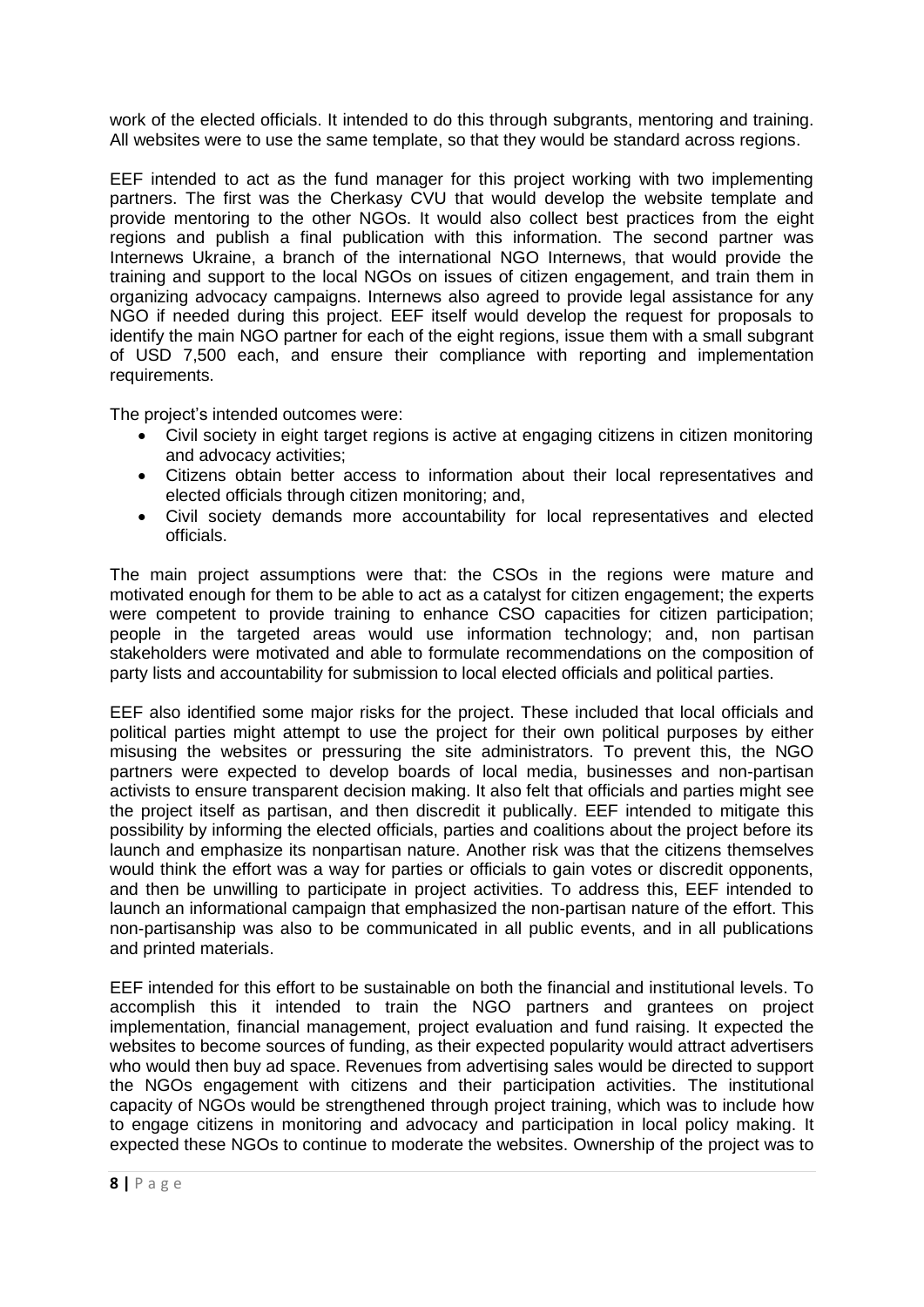work of the elected officials. It intended to do this through subgrants, mentoring and training. All websites were to use the same template, so that they would be standard across regions.

EEF intended to act as the fund manager for this project working with two implementing partners. The first was the Cherkasy CVU that would develop the website template and provide mentoring to the other NGOs. It would also collect best practices from the eight regions and publish a final publication with this information. The second partner was Internews Ukraine, a branch of the international NGO Internews, that would provide the training and support to the local NGOs on issues of citizen engagement, and train them in organizing advocacy campaigns. Internews also agreed to provide legal assistance for any NGO if needed during this project. EEF itself would develop the request for proposals to identify the main NGO partner for each of the eight regions, issue them with a small subgrant of USD 7,500 each, and ensure their compliance with reporting and implementation requirements.

The project's intended outcomes were:

- Civil society in eight target regions is active at engaging citizens in citizen monitoring and advocacy activities;
- Citizens obtain better access to information about their local representatives and elected officials through citizen monitoring; and,
- Civil society demands more accountability for local representatives and elected officials.

The main project assumptions were that: the CSOs in the regions were mature and motivated enough for them to be able to act as a catalyst for citizen engagement; the experts were competent to provide training to enhance CSO capacities for citizen participation; people in the targeted areas would use information technology; and, non partisan stakeholders were motivated and able to formulate recommendations on the composition of party lists and accountability for submission to local elected officials and political parties.

EEF also identified some major risks for the project. These included that local officials and political parties might attempt to use the project for their own political purposes by either misusing the websites or pressuring the site administrators. To prevent this, the NGO partners were expected to develop boards of local media, businesses and non-partisan activists to ensure transparent decision making. It also felt that officials and parties might see the project itself as partisan, and then discredit it publically. EEF intended to mitigate this possibility by informing the elected officials, parties and coalitions about the project before its launch and emphasize its nonpartisan nature. Another risk was that the citizens themselves would think the effort was a way for parties or officials to gain votes or discredit opponents, and then be unwilling to participate in project activities. To address this, EEF intended to launch an informational campaign that emphasized the non-partisan nature of the effort. This non-partisanship was also to be communicated in all public events, and in all publications and printed materials.

EEF intended for this effort to be sustainable on both the financial and institutional levels. To accomplish this it intended to train the NGO partners and grantees on project implementation, financial management, project evaluation and fund raising. It expected the websites to become sources of funding, as their expected popularity would attract advertisers who would then buy ad space. Revenues from advertising sales would be directed to support the NGOs engagement with citizens and their participation activities. The institutional capacity of NGOs would be strengthened through project training, which was to include how to engage citizens in monitoring and advocacy and participation in local policy making. It expected these NGOs to continue to moderate the websites. Ownership of the project was to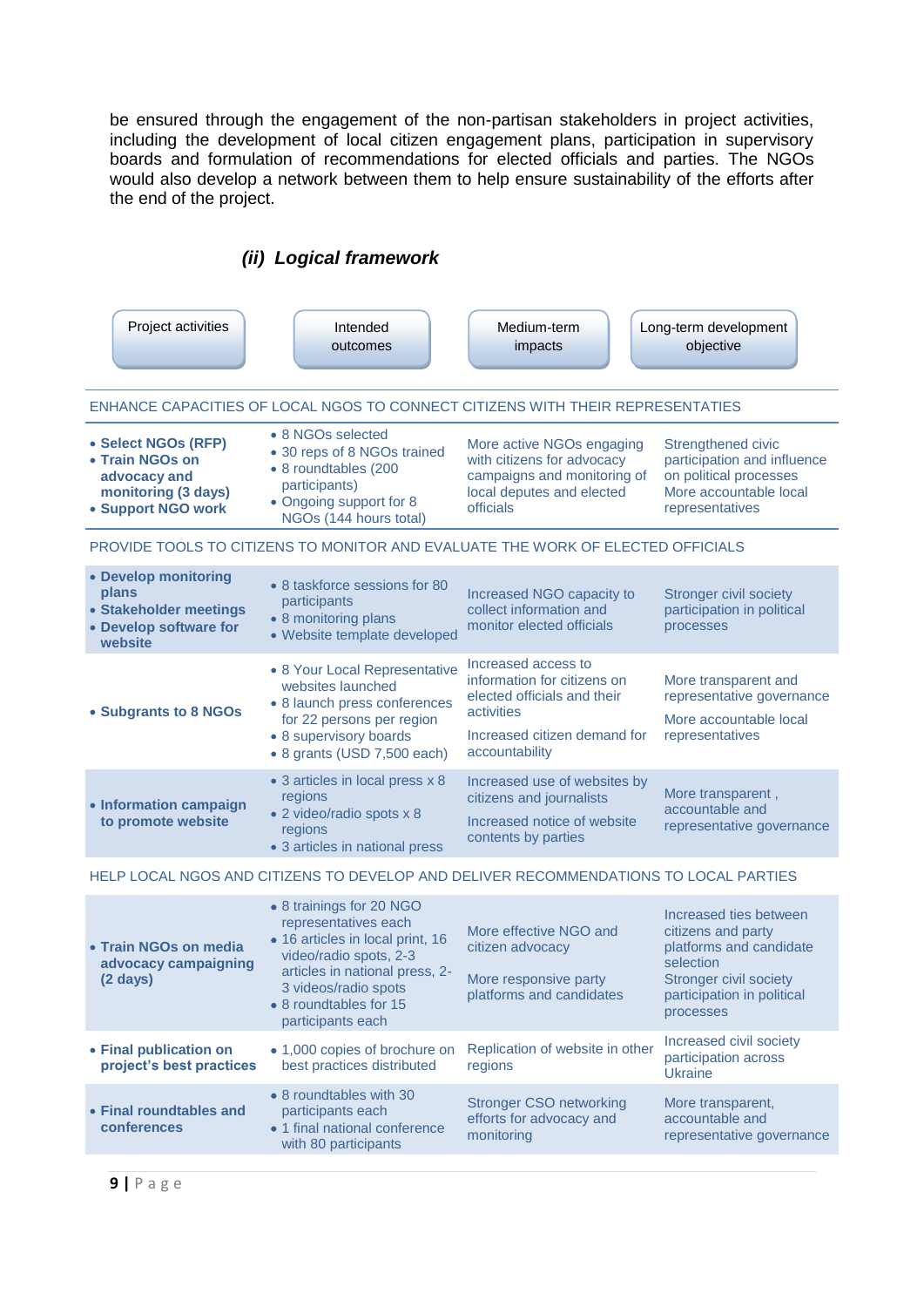be ensured through the engagement of the non-partisan stakeholders in project activities, including the development of local citizen engagement plans, participation in supervisory boards and formulation of recommendations for elected officials and parties. The NGOs would also develop a network between them to help ensure sustainability of the efforts after the end of the project.

### *(ii) Logical framework*

| Project activities | Intended outcomes | Medium-term impacts | Long-term development objective |
|---|---|---|---|
| ENHANCE CAPACITIES OF LOCAL NGOS TO CONNECT CITIZENS WITH THEIR REPRESENTATIES | | | |
| • **Select NGOs (RFP)**<br>• **Train NGOs on advocacy and monitoring (3 days)**<br>• **Support NGO work** | • 8 NGOs selected<br>• 30 reps of 8 NGOs trained<br>• 8 roundtables (200 participants)<br>• Ongoing support for 8 NGOs (144 hours total) | More active NGOs engaging with citizens for advocacy campaigns and monitoring of local deputes and elected officials | Strengthened civic participation and influence on political processes<br>More accountable local representatives |
| PROVIDE TOOLS TO CITIZENS TO MONITOR AND EVALUATE THE WORK OF ELECTED OFFICIALS | | | |
| • **Develop monitoring plans**<br>• **Stakeholder meetings**<br>• **Develop software for website** | • 8 taskforce sessions for 80 participants<br>• 8 monitoring plans<br>• Website template developed | Increased NGO capacity to collect information and monitor elected officials | Stronger civil society participation in political processes |
| • **Subgrants to 8 NGOs** | • 8 Your Local Representative websites launched<br>• 8 launch press conferences for 22 persons per region<br>• 8 supervisory boards<br>• 8 grants (USD 7,500 each) | Increased access to information for citizens on elected officials and their activities<br>Increased citizen demand for accountability | More transparent and representative governance<br>More accountable local representatives |
| • **Information campaign to promote website** | • 3 articles in local press x 8 regions<br>• 2 video/radio spots x 8 regions<br>• 3 articles in national press | Increased use of websites by citizens and journalists<br>Increased notice of website contents by parties | More transparent , accountable and representative governance |
| HELP LOCAL NGOS AND CITIZENS TO DEVELOP AND DELIVER RECOMMENDATIONS TO LOCAL PARTIES | | | |
| • **Train NGOs on media advocacy campaigning (2 days)** | • 8 trainings for 20 NGO representatives each<br>• 16 articles in local print, 16 video/radio spots, 2-3 articles in national press, 2-3 videos/radio spots<br>• 8 roundtables for 15 participants each | More effective NGO and citizen advocacy<br>More responsive party platforms and candidates | Increased ties between citizens and party platforms and candidate selection<br>Stronger civil society participation in political processes |
| • **Final publication on project's best practices** | • 1,000 copies of brochure on best practices distributed | Replication of website in other regions | Increased civil society participation across Ukraine |
| • **Final roundtables and conferences** | • 8 roundtables with 30 participants each<br>• 1 final national conference with 80 participants | Stronger CSO networking efforts for advocacy and monitoring | More transparent, accountable and representative governance |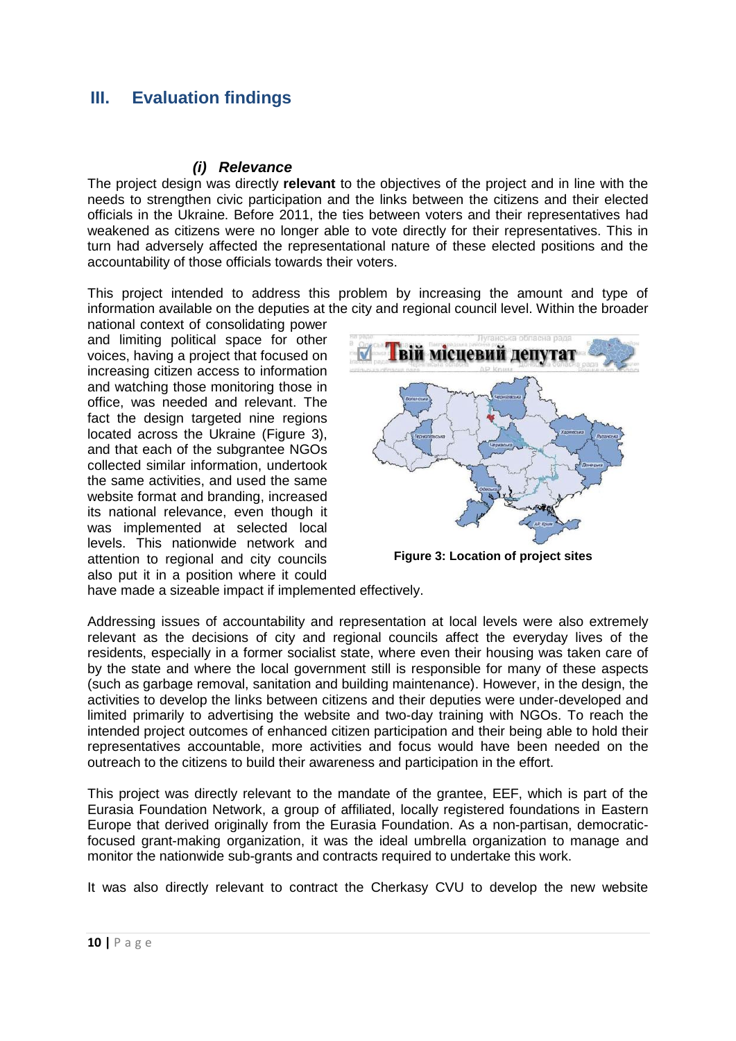## III. Evaluation findings

### *(i) Relevance*

The project design was directly **relevant** to the objectives of the project and in line with the needs to strengthen civic participation and the links between the citizens and their elected officials in the Ukraine. Before 2011, the ties between voters and their representatives had weakened as citizens were no longer able to vote directly for their representatives. This in turn had adversely affected the representational nature of these elected positions and the accountability of those officials towards their voters.

This project intended to address this problem by increasing the amount and type of information available on the deputies at the city and regional council level. Within the broader national context of consolidating power and limiting political space for other voices, having a project that focused on increasing citizen access to information and watching those monitoring those in office, was needed and relevant. The fact the design targeted nine regions located across the Ukraine (Figure 3), and that each of the subgrantee NGOs collected similar information, undertook the same activities, and used the same website format and branding, increased its national relevance, even though it was implemented at selected local levels. This nationwide network and attention to regional and city councils also put it in a position where it could have made a sizeable impact if implemented effectively.

**Figure 3: Location of project sites**

Addressing issues of accountability and representation at local levels were also extremely relevant as the decisions of city and regional councils affect the everyday lives of the residents, especially in a former socialist state, where even their housing was taken care of by the state and where the local government still is responsible for many of these aspects (such as garbage removal, sanitation and building maintenance). However, in the design, the activities to develop the links between citizens and their deputies were under-developed and limited primarily to advertising the website and two-day training with NGOs. To reach the intended project outcomes of enhanced citizen participation and their being able to hold their representatives accountable, more activities and focus would have been needed on the outreach to the citizens to build their awareness and participation in the effort.

This project was directly relevant to the mandate of the grantee, EEF, which is part of the Eurasia Foundation Network, a group of affiliated, locally registered foundations in Eastern Europe that derived originally from the Eurasia Foundation. As a non-partisan, democratic-focused grant-making organization, it was the ideal umbrella organization to manage and monitor the nationwide sub-grants and contracts required to undertake this work.

It was also directly relevant to contract the Cherkasy CVU to develop the new website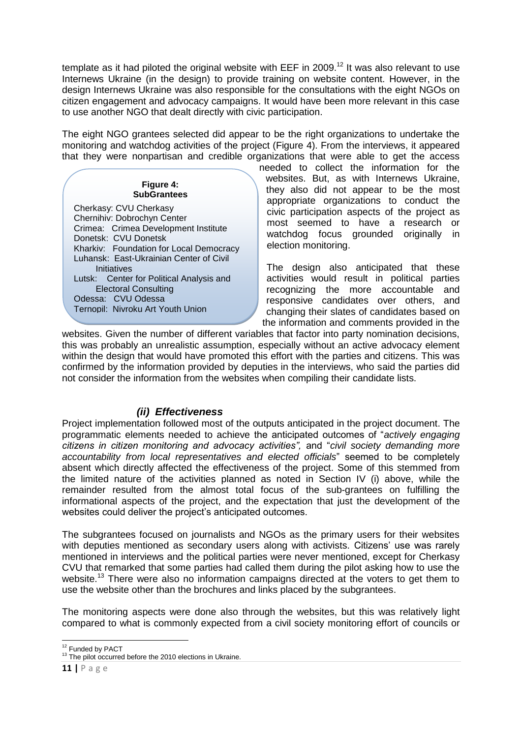template as it had piloted the original website with EEF in 2009.[12] It was also relevant to use Internews Ukraine (in the design) to provide training on website content. However, in the design Internews Ukraine was also responsible for the consultations with the eight NGOs on citizen engagement and advocacy campaigns. It would have been more relevant in this case to use another NGO that dealt directly with civic participation.

The eight NGO grantees selected did appear to be the right organizations to undertake the monitoring and watchdog activities of the project (Figure 4). From the interviews, it appeared that they were nonpartisan and credible organizations that were able to get the access needed to collect the information for the websites. But, as with Internews Ukraine, they also did not appear to be the most appropriate organizations to conduct the civic participation aspects of the project as most seemed to have a research or watchdog focus grounded originally in election monitoring.

**Figure 4: SubGrantees**

Cherkasy: CVU Cherkasy
Chernihiv: Dobrochyn Center
Crimea: Crimea Development Institute
Donetsk: CVU Donetsk
Kharkiv: Foundation for Local Democracy
Luhansk: East-Ukrainian Center of Civil Initiatives
Lutsk: Center for Political Analysis and Electoral Consulting
Odessa: CVU Odessa
Ternopil: Nivroku Art Youth Union

The design also anticipated that these activities would result in political parties recognizing the more accountable and responsive candidates over others, and changing their slates of candidates based on the information and comments provided in the websites. Given the number of different variables that factor into party nomination decisions, this was probably an unrealistic assumption, especially without an active advocacy element within the design that would have promoted this effort with the parties and citizens. This was confirmed by the information provided by deputies in the interviews, who said the parties did not consider the information from the websites when compiling their candidate lists.

### *(ii) Effectiveness*

Project implementation followed most of the outputs anticipated in the project document. The programmatic elements needed to achieve the anticipated outcomes of "*actively engaging citizens in citizen monitoring and advocacy activities",* and "*civil society demanding more accountability from local representatives and elected officials*" seemed to be completely absent which directly affected the effectiveness of the project. Some of this stemmed from the limited nature of the activities planned as noted in Section IV (i) above, while the remainder resulted from the almost total focus of the sub-grantees on fulfilling the informational aspects of the project, and the expectation that just the development of the websites could deliver the project's anticipated outcomes.

The subgrantees focused on journalists and NGOs as the primary users for their websites with deputies mentioned as secondary users along with activists. Citizens' use was rarely mentioned in interviews and the political parties were never mentioned, except for Cherkasy CVU that remarked that some parties had called them during the pilot asking how to use the website.[13] There were also no information campaigns directed at the voters to get them to use the website other than the brochures and links placed by the subgrantees.

The monitoring aspects were done also through the websites, but this was relatively light compared to what is commonly expected from a civil society monitoring effort of councils or

[12] Funded by PACT
[13] The pilot occurred before the 2010 elections in Ukraine.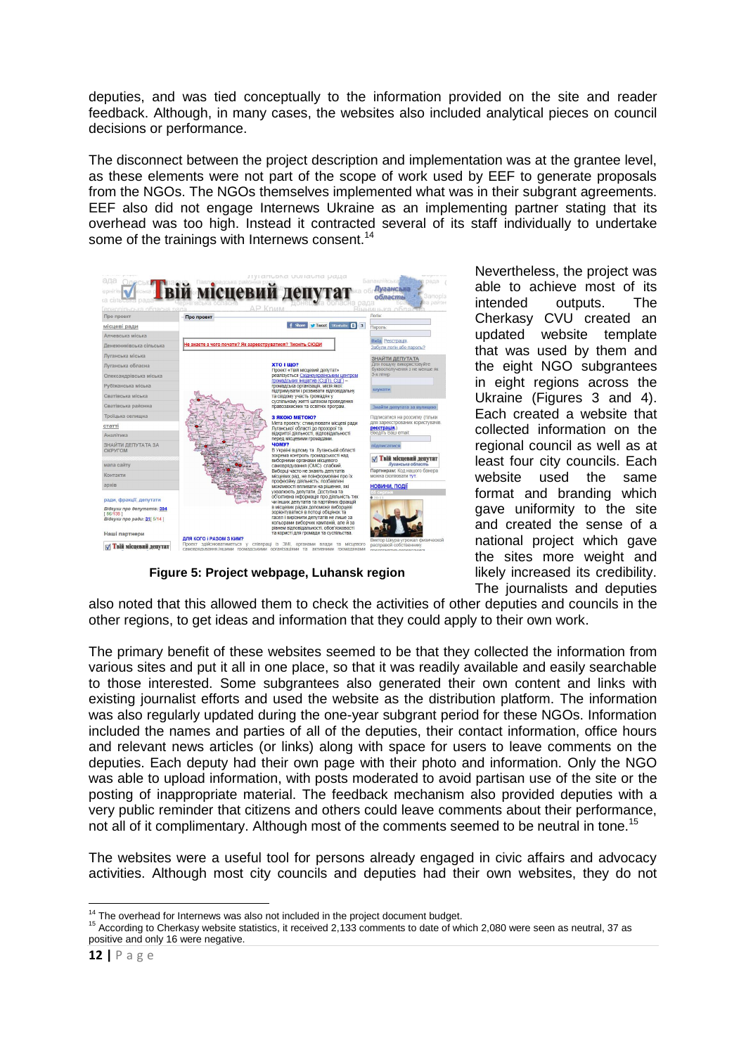deputies, and was tied conceptually to the information provided on the site and reader feedback. Although, in many cases, the websites also included analytical pieces on council decisions or performance.

The disconnect between the project description and implementation was at the grantee level, as these elements were not part of the scope of work used by EEF to generate proposals from the NGOs. The NGOs themselves implemented what was in their subgrant agreements. EEF also did not engage Internews Ukraine as an implementing partner stating that its overhead was too high. Instead it contracted several of its staff individually to undertake some of the trainings with Internews consent.[14]

Figure 5: Project webpage, Luhansk region

Nevertheless, the project was able to achieve most of its intended outputs. The Cherkasy CVU created an updated website template that was used by them and the eight NGO subgrantees in eight regions across the Ukraine (Figures 3 and 4). Each created a website that collected information on the regional council as well as at least four city councils. Each website used the same format and branding which gave uniformity to the site and created the sense of a national project which gave the sites more weight and likely increased its credibility. The journalists and deputies also noted that this allowed them to check the activities of other deputies and councils in the other regions, to get ideas and information that they could apply to their own work.

The primary benefit of these websites seemed to be that they collected the information from various sites and put it all in one place, so that it was readily available and easily searchable to those interested. Some subgrantees also generated their own content and links with existing journalist efforts and used the website as the distribution platform. The information was also regularly updated during the one-year subgrant period for these NGOs. Information included the names and parties of all of the deputies, their contact information, office hours and relevant news articles (or links) along with space for users to leave comments on the deputies. Each deputy had their own page with their photo and information. Only the NGO was able to upload information, with posts moderated to avoid partisan use of the site or the posting of inappropriate material. The feedback mechanism also provided deputies with a very public reminder that citizens and others could leave comments about their performance, not all of it complimentary. Although most of the comments seemed to be neutral in tone.[15]

The websites were a useful tool for persons already engaged in civic affairs and advocacy activities. Although most city councils and deputies had their own websites, they do not

[14] The overhead for Internews was also not included in the project document budget.

[15] According to Cherkasy website statistics, it received 2,133 comments to date of which 2,080 were seen as neutral, 37 as positive and only 16 were negative.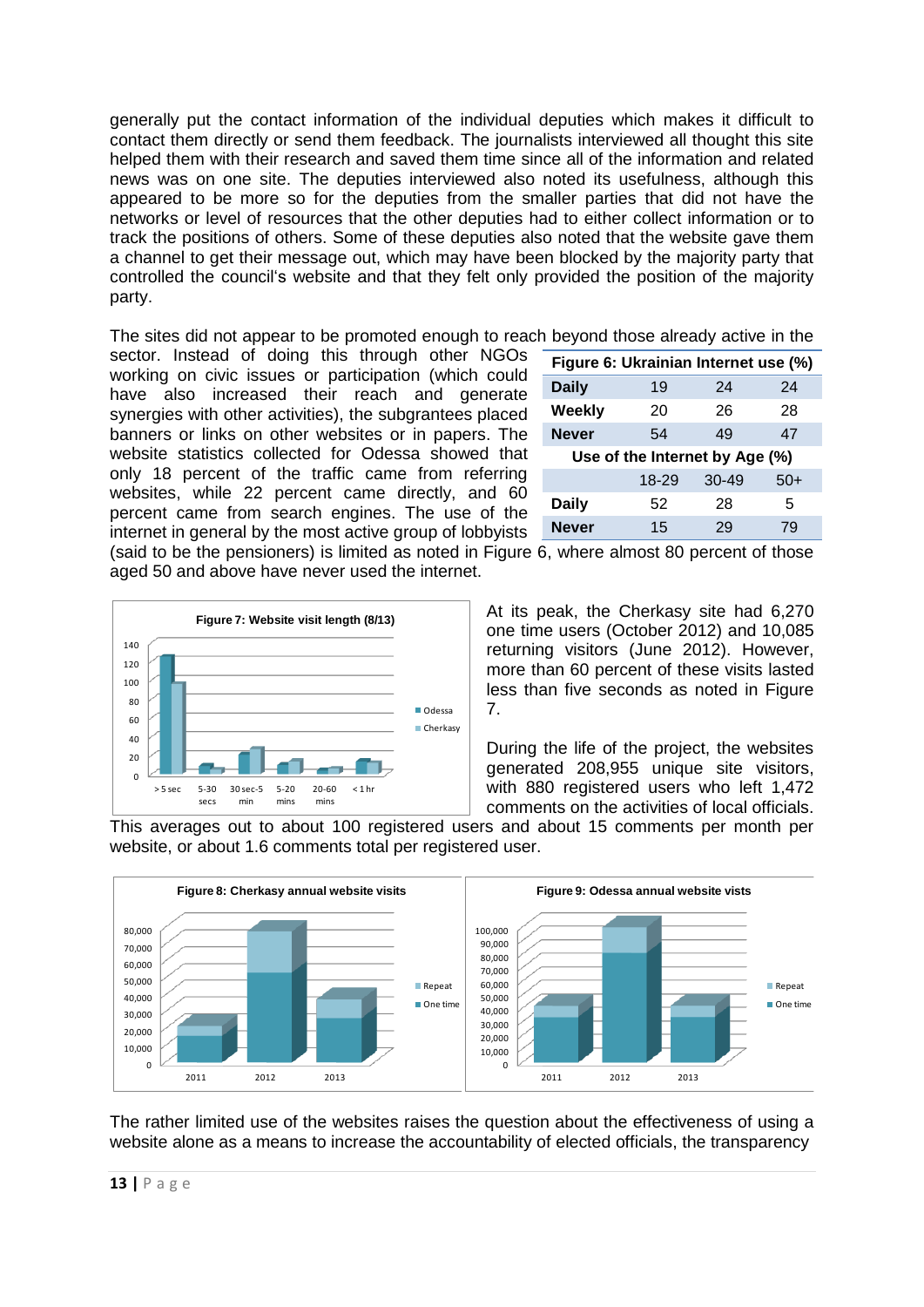generally put the contact information of the individual deputies which makes it difficult to contact them directly or send them feedback. The journalists interviewed all thought this site helped them with their research and saved them time since all of the information and related news was on one site. The deputies interviewed also noted its usefulness, although this appeared to be more so for the deputies from the smaller parties that did not have the networks or level of resources that the other deputies had to either collect information or to track the positions of others. Some of these deputies also noted that the website gave them a channel to get their message out, which may have been blocked by the majority party that controlled the council's website and that they felt only provided the position of the majority party.

The sites did not appear to be promoted enough to reach beyond those already active in the sector. Instead of doing this through other NGOs working on civic issues or participation (which could have also increased their reach and generate synergies with other activities), the subgrantees placed banners or links on other websites or in papers. The website statistics collected for Odessa showed that only 18 percent of the traffic came from referring websites, while 22 percent came directly, and 60 percent came from search engines. The use of the internet in general by the most active group of lobbyists (said to be the pensioners) is limited as noted in Figure 6, where almost 80 percent of those aged 50 and above have never used the internet.

**Figure 6: Ukrainian Internet use (%)**

| | | | |
|---|---|---|---|
| **Daily** | 19 | 24 | 24 |
| **Weekly** | 20 | 26 | 28 |
| **Never** | 54 | 49 | 47 |
| **Use of the Internet by Age (%)** | | | |
| | 18-29 | 30-49 | 50+ |
| **Daily** | 52 | 28 | 5 |
| **Never** | 15 | 29 | 79 |

**Figure 7: Website visit length (8/13)**

At its peak, the Cherkasy site had 6,270 one time users (October 2012) and 10,085 returning visitors (June 2012). However, more than 60 percent of these visits lasted less than five seconds as noted in Figure 7.

During the life of the project, the websites generated 208,955 unique site visitors, with 880 registered users who left 1,472 comments on the activities of local officials. This averages out to about 100 registered users and about 15 comments per month per website, or about 1.6 comments total per registered user.

**Figure 8: Cherkasy annual website visits**

**Figure 9: Odessa annual website vists**

The rather limited use of the websites raises the question about the effectiveness of using a website alone as a means to increase the accountability of elected officials, the transparency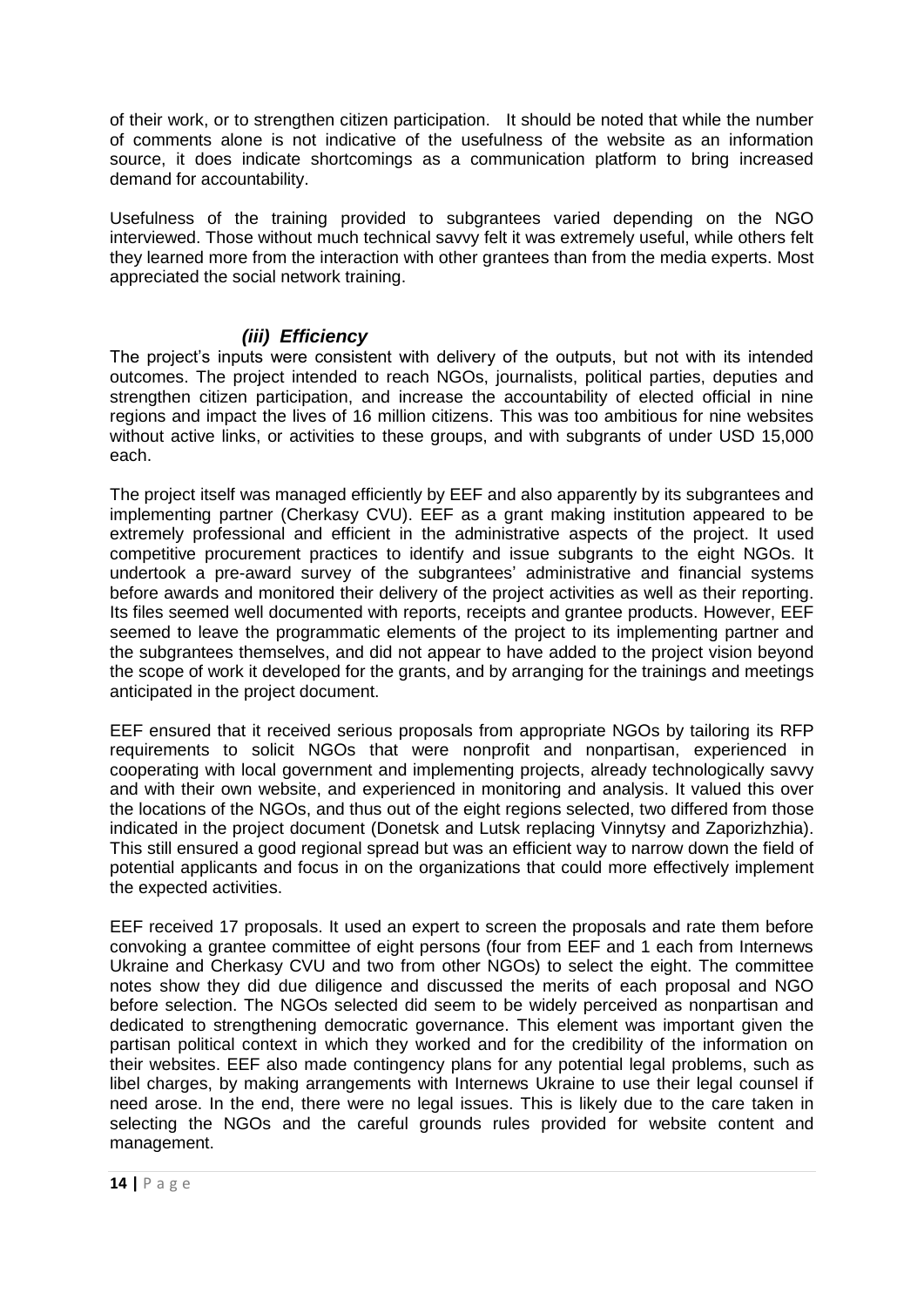of their work, or to strengthen citizen participation. It should be noted that while the number of comments alone is not indicative of the usefulness of the website as an information source, it does indicate shortcomings as a communication platform to bring increased demand for accountability.

Usefulness of the training provided to subgrantees varied depending on the NGO interviewed. Those without much technical savvy felt it was extremely useful, while others felt they learned more from the interaction with other grantees than from the media experts. Most appreciated the social network training.

### *(iii) Efficiency*

The project's inputs were consistent with delivery of the outputs, but not with its intended outcomes. The project intended to reach NGOs, journalists, political parties, deputies and strengthen citizen participation, and increase the accountability of elected official in nine regions and impact the lives of 16 million citizens. This was too ambitious for nine websites without active links, or activities to these groups, and with subgrants of under USD 15,000 each.

The project itself was managed efficiently by EEF and also apparently by its subgrantees and implementing partner (Cherkasy CVU). EEF as a grant making institution appeared to be extremely professional and efficient in the administrative aspects of the project. It used competitive procurement practices to identify and issue subgrants to the eight NGOs. It undertook a pre-award survey of the subgrantees' administrative and financial systems before awards and monitored their delivery of the project activities as well as their reporting. Its files seemed well documented with reports, receipts and grantee products. However, EEF seemed to leave the programmatic elements of the project to its implementing partner and the subgrantees themselves, and did not appear to have added to the project vision beyond the scope of work it developed for the grants, and by arranging for the trainings and meetings anticipated in the project document.

EEF ensured that it received serious proposals from appropriate NGOs by tailoring its RFP requirements to solicit NGOs that were nonprofit and nonpartisan, experienced in cooperating with local government and implementing projects, already technologically savvy and with their own website, and experienced in monitoring and analysis. It valued this over the locations of the NGOs, and thus out of the eight regions selected, two differed from those indicated in the project document (Donetsk and Lutsk replacing Vinnytsy and Zaporizhzhia). This still ensured a good regional spread but was an efficient way to narrow down the field of potential applicants and focus in on the organizations that could more effectively implement the expected activities.

EEF received 17 proposals. It used an expert to screen the proposals and rate them before convoking a grantee committee of eight persons (four from EEF and 1 each from Internews Ukraine and Cherkasy CVU and two from other NGOs) to select the eight. The committee notes show they did due diligence and discussed the merits of each proposal and NGO before selection. The NGOs selected did seem to be widely perceived as nonpartisan and dedicated to strengthening democratic governance. This element was important given the partisan political context in which they worked and for the credibility of the information on their websites. EEF also made contingency plans for any potential legal problems, such as libel charges, by making arrangements with Internews Ukraine to use their legal counsel if need arose. In the end, there were no legal issues. This is likely due to the care taken in selecting the NGOs and the careful grounds rules provided for website content and management.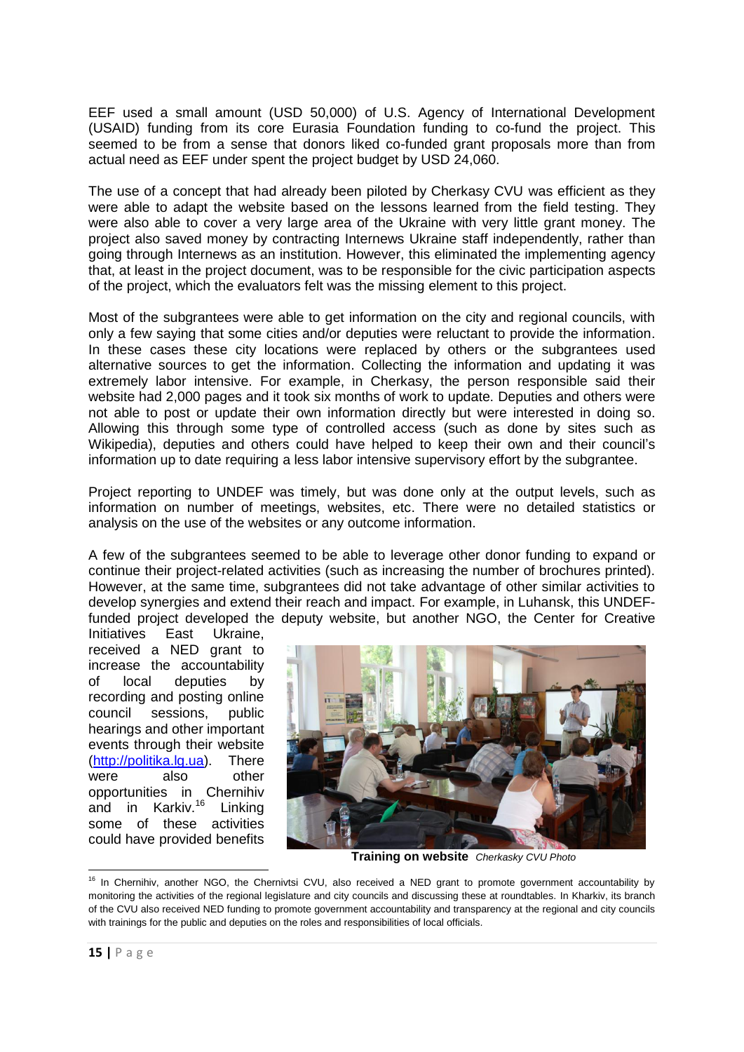EEF used a small amount (USD 50,000) of U.S. Agency of International Development (USAID) funding from its core Eurasia Foundation funding to co-fund the project. This seemed to be from a sense that donors liked co-funded grant proposals more than from actual need as EEF under spent the project budget by USD 24,060.

The use of a concept that had already been piloted by Cherkasy CVU was efficient as they were able to adapt the website based on the lessons learned from the field testing. They were also able to cover a very large area of the Ukraine with very little grant money. The project also saved money by contracting Internews Ukraine staff independently, rather than going through Internews as an institution. However, this eliminated the implementing agency that, at least in the project document, was to be responsible for the civic participation aspects of the project, which the evaluators felt was the missing element to this project.

Most of the subgrantees were able to get information on the city and regional councils, with only a few saying that some cities and/or deputies were reluctant to provide the information. In these cases these city locations were replaced by others or the subgrantees used alternative sources to get the information. Collecting the information and updating it was extremely labor intensive. For example, in Cherkasy, the person responsible said their website had 2,000 pages and it took six months of work to update. Deputies and others were not able to post or update their own information directly but were interested in doing so. Allowing this through some type of controlled access (such as done by sites such as Wikipedia), deputies and others could have helped to keep their own and their council's information up to date requiring a less labor intensive supervisory effort by the subgrantee.

Project reporting to UNDEF was timely, but was done only at the output levels, such as information on number of meetings, websites, etc. There were no detailed statistics or analysis on the use of the websites or any outcome information.

A few of the subgrantees seemed to be able to leverage other donor funding to expand or continue their project-related activities (such as increasing the number of brochures printed). However, at the same time, subgrantees did not take advantage of other similar activities to develop synergies and extend their reach and impact. For example, in Luhansk, this UNDEF-funded project developed the deputy website, but another NGO, the Center for Creative Initiatives East Ukraine, received a NED grant to increase the accountability of local deputies by recording and posting online council sessions, public hearings and other important events through their website (http://politika.lg.ua). There were also other opportunities in Chernihiv and in Karkiv.[16] Linking some of these activities could have provided benefits

**Training on website** *Cherkasky CVU Photo*

[16] In Chernihiv, another NGO, the Chernivtsi CVU, also received a NED grant to promote government accountability by monitoring the activities of the regional legislature and city councils and discussing these at roundtables. In Kharkiv, its branch of the CVU also received NED funding to promote government accountability and transparency at the regional and city councils with trainings for the public and deputies on the roles and responsibilities of local officials.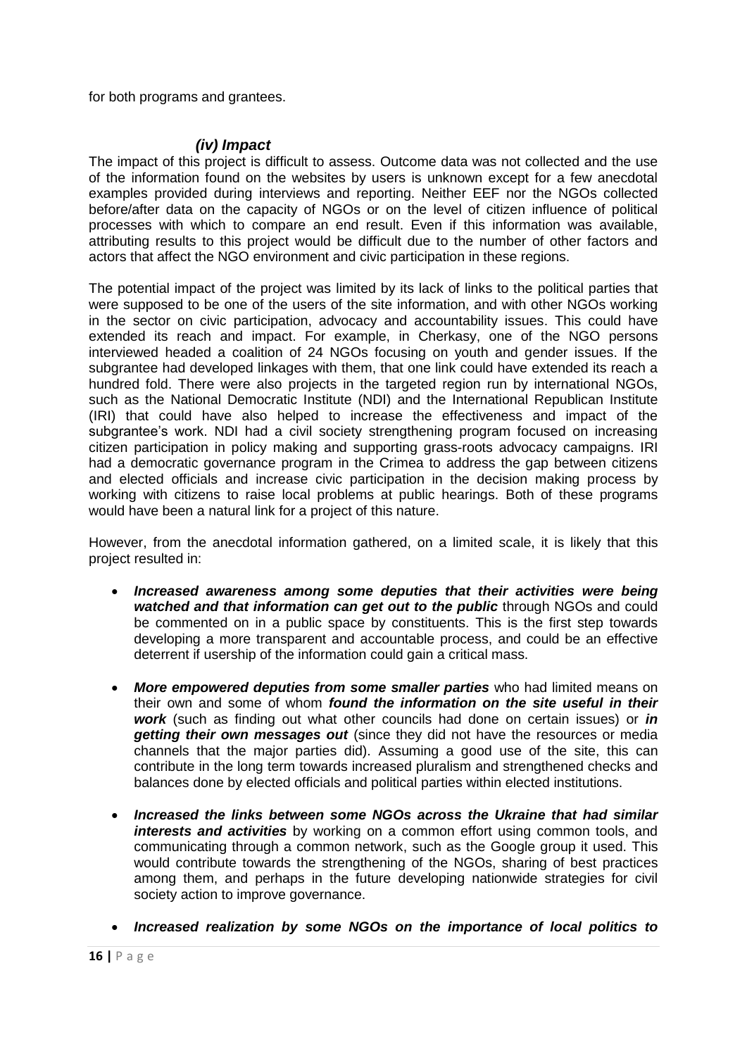for both programs and grantees.

### *(iv) Impact*

The impact of this project is difficult to assess. Outcome data was not collected and the use of the information found on the websites by users is unknown except for a few anecdotal examples provided during interviews and reporting. Neither EEF nor the NGOs collected before/after data on the capacity of NGOs or on the level of citizen influence of political processes with which to compare an end result. Even if this information was available, attributing results to this project would be difficult due to the number of other factors and actors that affect the NGO environment and civic participation in these regions.

The potential impact of the project was limited by its lack of links to the political parties that were supposed to be one of the users of the site information, and with other NGOs working in the sector on civic participation, advocacy and accountability issues. This could have extended its reach and impact. For example, in Cherkasy, one of the NGO persons interviewed headed a coalition of 24 NGOs focusing on youth and gender issues. If the subgrantee had developed linkages with them, that one link could have extended its reach a hundred fold. There were also projects in the targeted region run by international NGOs, such as the National Democratic Institute (NDI) and the International Republican Institute (IRI) that could have also helped to increase the effectiveness and impact of the subgrantee's work. NDI had a civil society strengthening program focused on increasing citizen participation in policy making and supporting grass-roots advocacy campaigns. IRI had a democratic governance program in the Crimea to address the gap between citizens and elected officials and increase civic participation in the decision making process by working with citizens to raise local problems at public hearings. Both of these programs would have been a natural link for a project of this nature.

However, from the anecdotal information gathered, on a limited scale, it is likely that this project resulted in:

- ***Increased awareness among some deputies that their activities were being watched and that information can get out to the public*** through NGOs and could be commented on in a public space by constituents. This is the first step towards developing a more transparent and accountable process, and could be an effective deterrent if usership of the information could gain a critical mass.
- ***More empowered deputies from some smaller parties*** who had limited means on their own and some of whom ***found the information on the site useful in their work*** (such as finding out what other councils had done on certain issues) or ***in getting their own messages out*** (since they did not have the resources or media channels that the major parties did). Assuming a good use of the site, this can contribute in the long term towards increased pluralism and strengthened checks and balances done by elected officials and political parties within elected institutions.
- ***Increased the links between some NGOs across the Ukraine that had similar interests and activities*** by working on a common effort using common tools, and communicating through a common network, such as the Google group it used. This would contribute towards the strengthening of the NGOs, sharing of best practices among them, and perhaps in the future developing nationwide strategies for civil society action to improve governance.
- ***Increased realization by some NGOs on the importance of local politics to***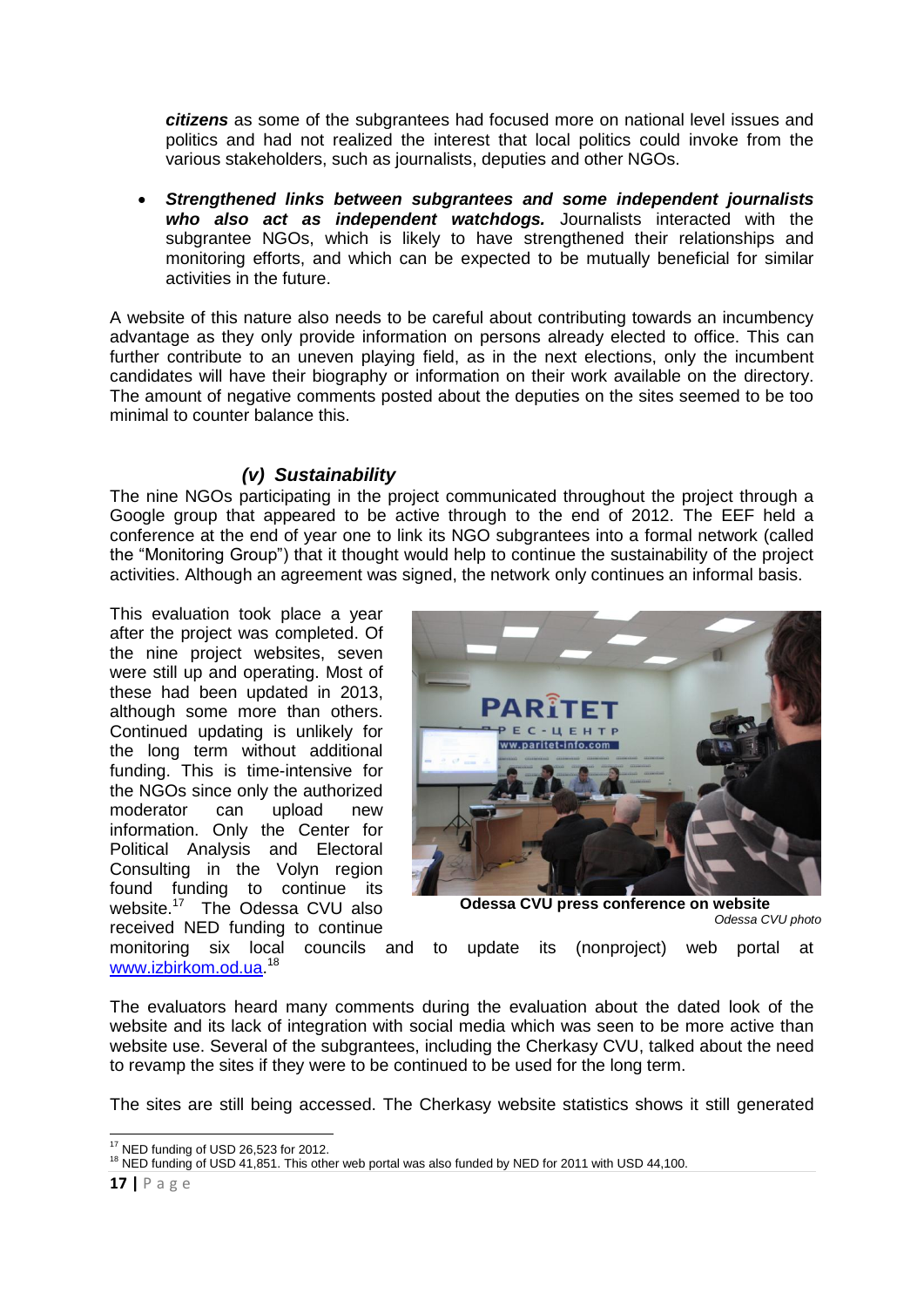***citizens*** as some of the subgrantees had focused more on national level issues and politics and had not realized the interest that local politics could invoke from the various stakeholders, such as journalists, deputies and other NGOs.

- ***Strengthened links between subgrantees and some independent journalists who also act as independent watchdogs.*** Journalists interacted with the subgrantee NGOs, which is likely to have strengthened their relationships and monitoring efforts, and which can be expected to be mutually beneficial for similar activities in the future.

A website of this nature also needs to be careful about contributing towards an incumbency advantage as they only provide information on persons already elected to office. This can further contribute to an uneven playing field, as in the next elections, only the incumbent candidates will have their biography or information on their work available on the directory. The amount of negative comments posted about the deputies on the sites seemed to be too minimal to counter balance this.

### *(v) Sustainability*

The nine NGOs participating in the project communicated throughout the project through a Google group that appeared to be active through to the end of 2012. The EEF held a conference at the end of year one to link its NGO subgrantees into a formal network (called the "Monitoring Group") that it thought would help to continue the sustainability of the project activities. Although an agreement was signed, the network only continues an informal basis.

This evaluation took place a year after the project was completed. Of the nine project websites, seven were still up and operating. Most of these had been updated in 2013, although some more than others. Continued updating is unlikely for the long term without additional funding. This is time-intensive for the NGOs since only the authorized moderator can upload new information. Only the Center for Political Analysis and Electoral Consulting in the Volyn region found funding to continue its website.[17] The Odessa CVU also received NED funding to continue monitoring six local councils and to update its (nonproject) web portal at www.izbirkom.od.ua.[18]

**Odessa CVU press conference on website**
*Odessa CVU photo*

The evaluators heard many comments during the evaluation about the dated look of the website and its lack of integration with social media which was seen to be more active than website use. Several of the subgrantees, including the Cherkasy CVU, talked about the need to revamp the sites if they were to be continued to be used for the long term.

The sites are still being accessed. The Cherkasy website statistics shows it still generated

---

[17] NED funding of USD 26,523 for 2012.

[18] NED funding of USD 41,851. This other web portal was also funded by NED for 2011 with USD 44,100.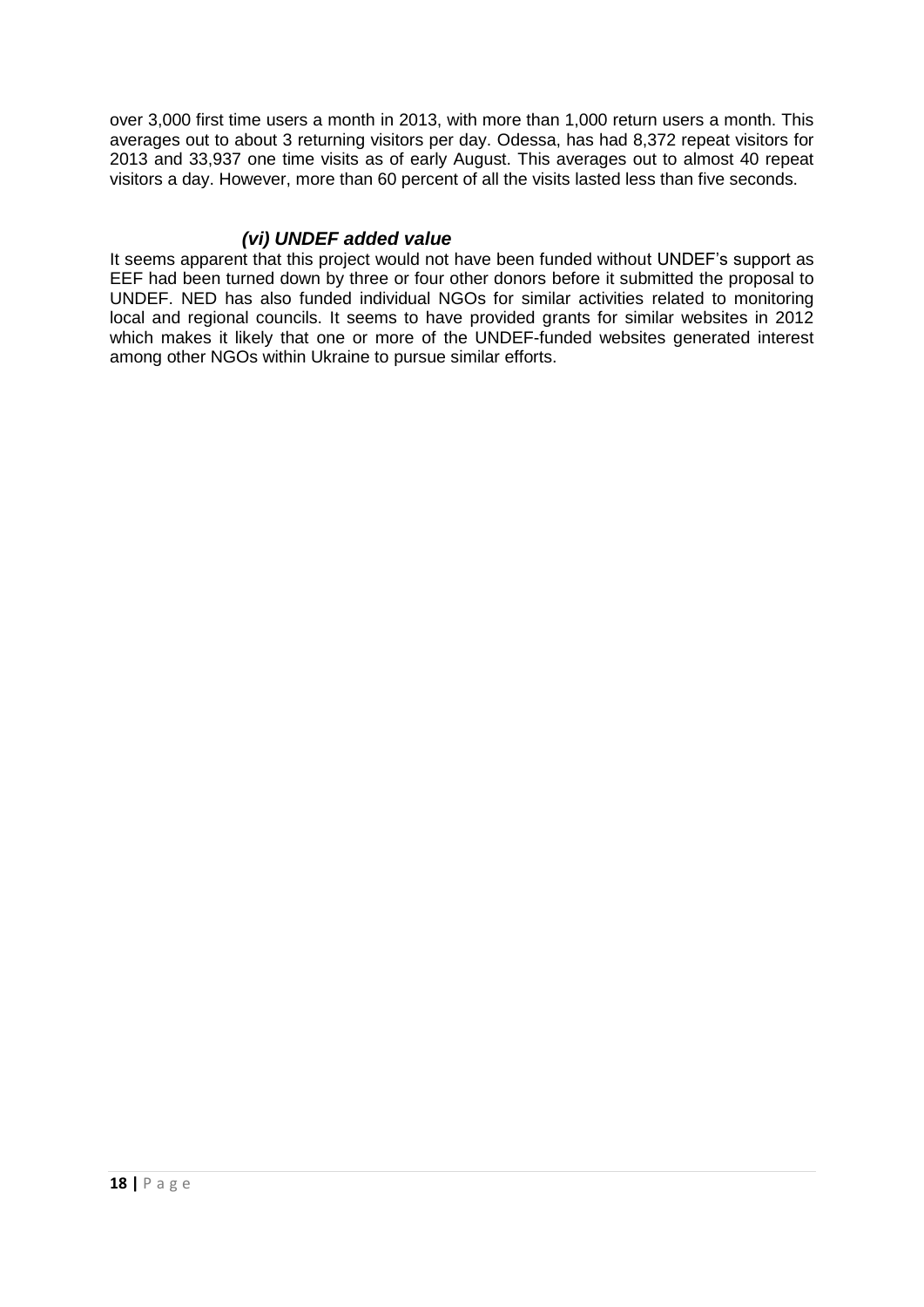over 3,000 first time users a month in 2013, with more than 1,000 return users a month. This averages out to about 3 returning visitors per day. Odessa, has had 8,372 repeat visitors for 2013 and 33,937 one time visits as of early August. This averages out to almost 40 repeat visitors a day. However, more than 60 percent of all the visits lasted less than five seconds.

### *(vi) UNDEF added value*

It seems apparent that this project would not have been funded without UNDEF's support as EEF had been turned down by three or four other donors before it submitted the proposal to UNDEF. NED has also funded individual NGOs for similar activities related to monitoring local and regional councils. It seems to have provided grants for similar websites in 2012 which makes it likely that one or more of the UNDEF-funded websites generated interest among other NGOs within Ukraine to pursue similar efforts.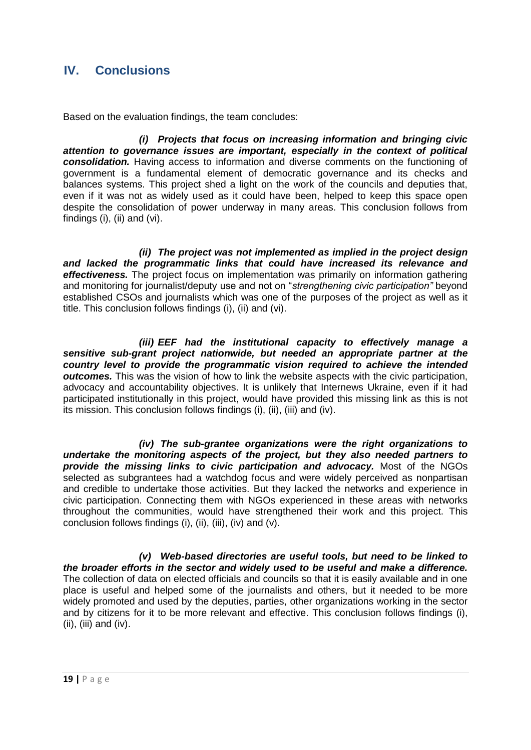# IV. Conclusions

Based on the evaluation findings, the team concludes:

***(i) Projects that focus on increasing information and bringing civic attention to governance issues are important, especially in the context of political consolidation.*** Having access to information and diverse comments on the functioning of government is a fundamental element of democratic governance and its checks and balances systems. This project shed a light on the work of the councils and deputies that, even if it was not as widely used as it could have been, helped to keep this space open despite the consolidation of power underway in many areas. This conclusion follows from findings (i), (ii) and (vi).

***(ii) The project was not implemented as implied in the project design and lacked the programmatic links that could have increased its relevance and effectiveness.*** The project focus on implementation was primarily on information gathering and monitoring for journalist/deputy use and not on "*strengthening civic participation"* beyond established CSOs and journalists which was one of the purposes of the project as well as it title. This conclusion follows findings (i), (ii) and (vi).

***(iii) EEF had the institutional capacity to effectively manage a sensitive sub-grant project nationwide, but needed an appropriate partner at the country level to provide the programmatic vision required to achieve the intended outcomes.*** This was the vision of how to link the website aspects with the civic participation, advocacy and accountability objectives. It is unlikely that Internews Ukraine, even if it had participated institutionally in this project, would have provided this missing link as this is not its mission. This conclusion follows findings (i), (ii), (iii) and (iv).

***(iv) The sub-grantee organizations were the right organizations to undertake the monitoring aspects of the project, but they also needed partners to provide the missing links to civic participation and advocacy.*** Most of the NGOs selected as subgrantees had a watchdog focus and were widely perceived as nonpartisan and credible to undertake those activities. But they lacked the networks and experience in civic participation. Connecting them with NGOs experienced in these areas with networks throughout the communities, would have strengthened their work and this project. This conclusion follows findings (i), (ii), (iii), (iv) and (v).

***(v) Web-based directories are useful tools, but need to be linked to the broader efforts in the sector and widely used to be useful and make a difference.*** The collection of data on elected officials and councils so that it is easily available and in one place is useful and helped some of the journalists and others, but it needed to be more widely promoted and used by the deputies, parties, other organizations working in the sector and by citizens for it to be more relevant and effective. This conclusion follows findings (i), (ii), (iii) and (iv).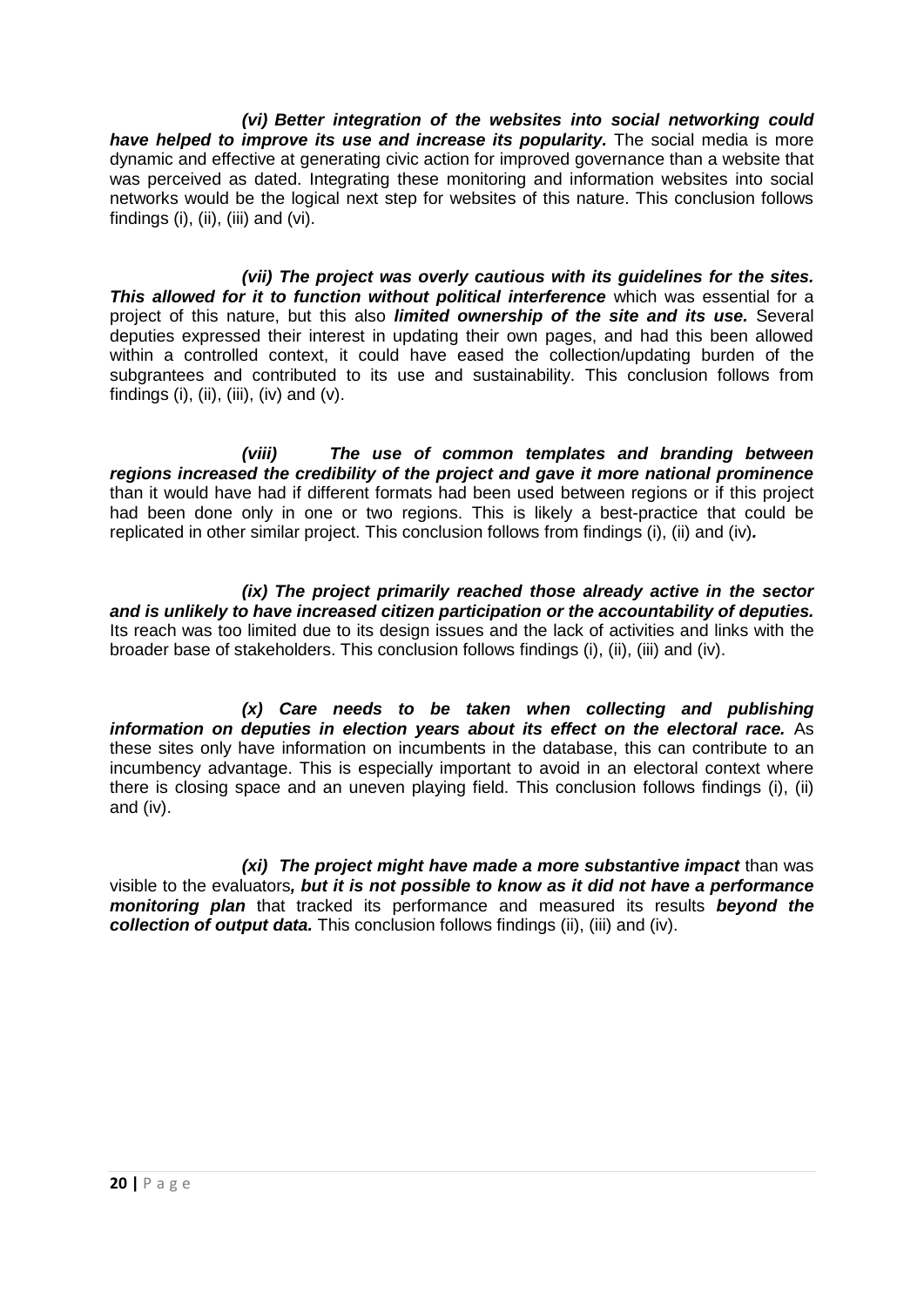***(vi) Better integration of the websites into social networking could have helped to improve its use and increase its popularity.*** The social media is more dynamic and effective at generating civic action for improved governance than a website that was perceived as dated. Integrating these monitoring and information websites into social networks would be the logical next step for websites of this nature. This conclusion follows findings (i), (ii), (iii) and (vi).

***(vii) The project was overly cautious with its guidelines for the sites. This allowed for it to function without political interference*** which was essential for a project of this nature, but this also ***limited ownership of the site and its use.*** Several deputies expressed their interest in updating their own pages, and had this been allowed within a controlled context, it could have eased the collection/updating burden of the subgrantees and contributed to its use and sustainability. This conclusion follows from findings (i), (ii), (iii), (iv) and (v).

***(viii) The use of common templates and branding between regions increased the credibility of the project and gave it more national prominence*** than it would have had if different formats had been used between regions or if this project had been done only in one or two regions. This is likely a best-practice that could be replicated in other similar project. This conclusion follows from findings (i), (ii) and (iv)**.**

***(ix) The project primarily reached those already active in the sector and is unlikely to have increased citizen participation or the accountability of deputies.*** Its reach was too limited due to its design issues and the lack of activities and links with the broader base of stakeholders. This conclusion follows findings (i), (ii), (iii) and (iv).

***(x) Care needs to be taken when collecting and publishing information on deputies in election years about its effect on the electoral race.*** As these sites only have information on incumbents in the database, this can contribute to an incumbency advantage. This is especially important to avoid in an electoral context where there is closing space and an uneven playing field. This conclusion follows findings (i), (ii) and (iv).

***(xi) The project might have made a more substantive impact*** than was visible to the evaluators***, but it is not possible to know as it did not have a performance monitoring plan*** that tracked its performance and measured its results ***beyond the collection of output data.*** This conclusion follows findings (ii), (iii) and (iv).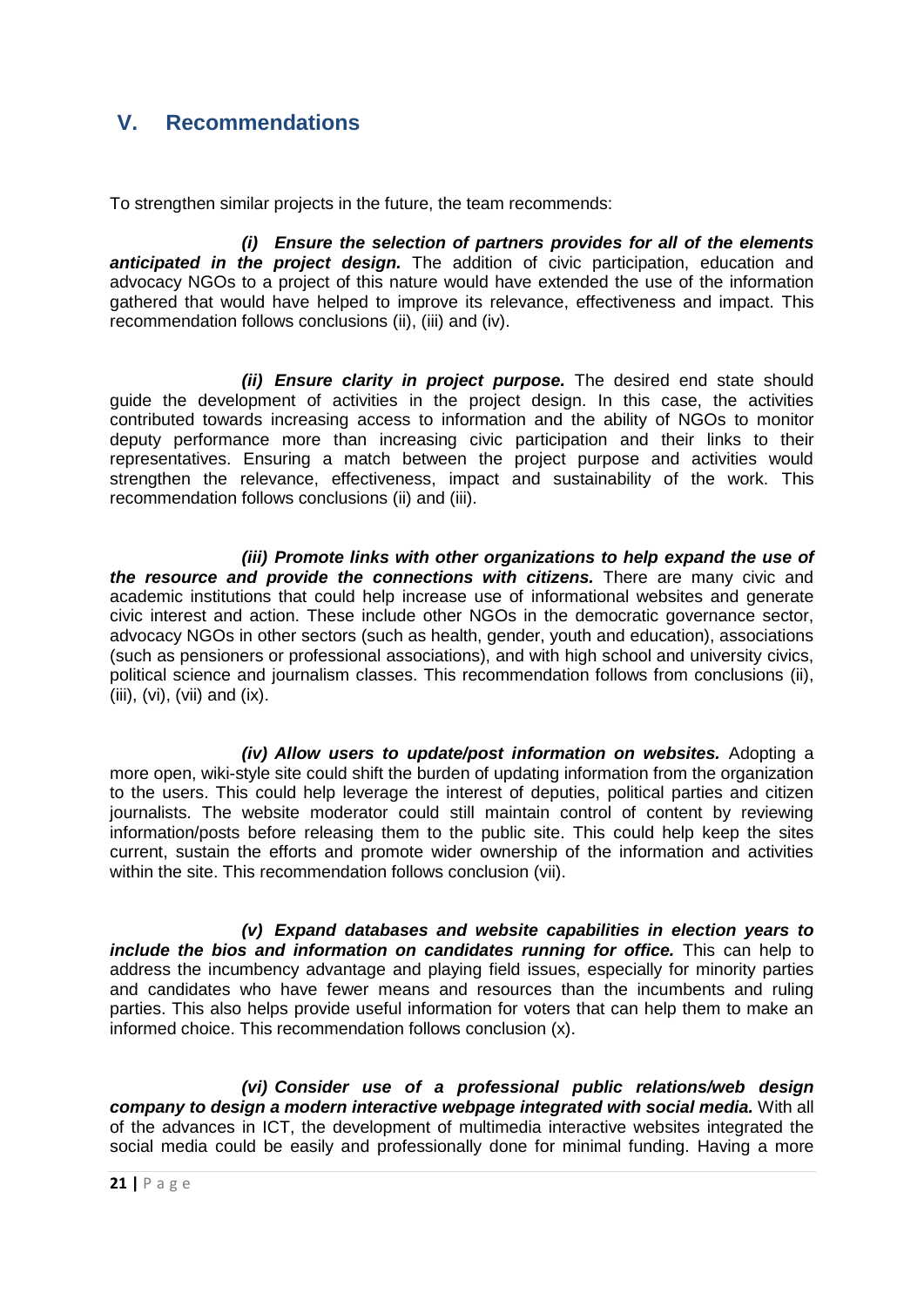## V. Recommendations

To strengthen similar projects in the future, the team recommends:

***(i) Ensure the selection of partners provides for all of the elements anticipated in the project design.*** The addition of civic participation, education and advocacy NGOs to a project of this nature would have extended the use of the information gathered that would have helped to improve its relevance, effectiveness and impact. This recommendation follows conclusions (ii), (iii) and (iv).

***(ii) Ensure clarity in project purpose.*** The desired end state should guide the development of activities in the project design. In this case, the activities contributed towards increasing access to information and the ability of NGOs to monitor deputy performance more than increasing civic participation and their links to their representatives. Ensuring a match between the project purpose and activities would strengthen the relevance, effectiveness, impact and sustainability of the work. This recommendation follows conclusions (ii) and (iii).

***(iii) Promote links with other organizations to help expand the use of the resource and provide the connections with citizens.*** There are many civic and academic institutions that could help increase use of informational websites and generate civic interest and action. These include other NGOs in the democratic governance sector, advocacy NGOs in other sectors (such as health, gender, youth and education), associations (such as pensioners or professional associations), and with high school and university civics, political science and journalism classes. This recommendation follows from conclusions (ii), (iii), (vi), (vii) and (ix).

***(iv) Allow users to update/post information on websites.*** Adopting a more open, wiki-style site could shift the burden of updating information from the organization to the users. This could help leverage the interest of deputies, political parties and citizen journalists. The website moderator could still maintain control of content by reviewing information/posts before releasing them to the public site. This could help keep the sites current, sustain the efforts and promote wider ownership of the information and activities within the site. This recommendation follows conclusion (vii).

***(v) Expand databases and website capabilities in election years to include the bios and information on candidates running for office.*** This can help to address the incumbency advantage and playing field issues, especially for minority parties and candidates who have fewer means and resources than the incumbents and ruling parties. This also helps provide useful information for voters that can help them to make an informed choice. This recommendation follows conclusion (x).

***(vi) Consider use of a professional public relations/web design company to design a modern interactive webpage integrated with social media.*** With all of the advances in ICT, the development of multimedia interactive websites integrated the social media could be easily and professionally done for minimal funding. Having a more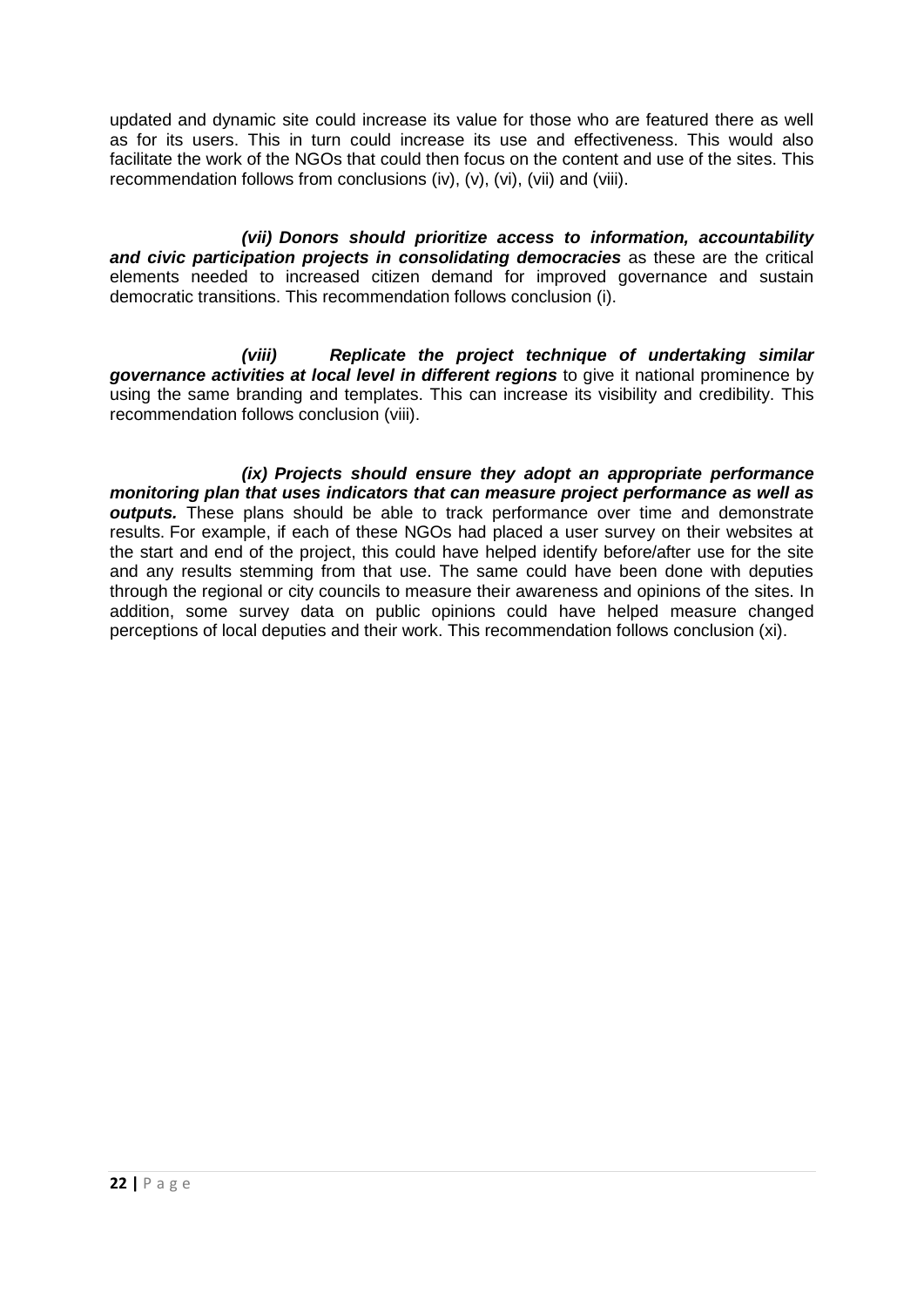updated and dynamic site could increase its value for those who are featured there as well as for its users. This in turn could increase its use and effectiveness. This would also facilitate the work of the NGOs that could then focus on the content and use of the sites. This recommendation follows from conclusions (iv), (v), (vi), (vii) and (viii).

***(vii) Donors should prioritize access to information, accountability and civic participation projects in consolidating democracies*** as these are the critical elements needed to increased citizen demand for improved governance and sustain democratic transitions. This recommendation follows conclusion (i).

***(viii) Replicate the project technique of undertaking similar governance activities at local level in different regions*** to give it national prominence by using the same branding and templates. This can increase its visibility and credibility. This recommendation follows conclusion (viii).

***(ix) Projects should ensure they adopt an appropriate performance monitoring plan that uses indicators that can measure project performance as well as outputs.*** These plans should be able to track performance over time and demonstrate results. For example, if each of these NGOs had placed a user survey on their websites at the start and end of the project, this could have helped identify before/after use for the site and any results stemming from that use. The same could have been done with deputies through the regional or city councils to measure their awareness and opinions of the sites. In addition, some survey data on public opinions could have helped measure changed perceptions of local deputies and their work. This recommendation follows conclusion (xi).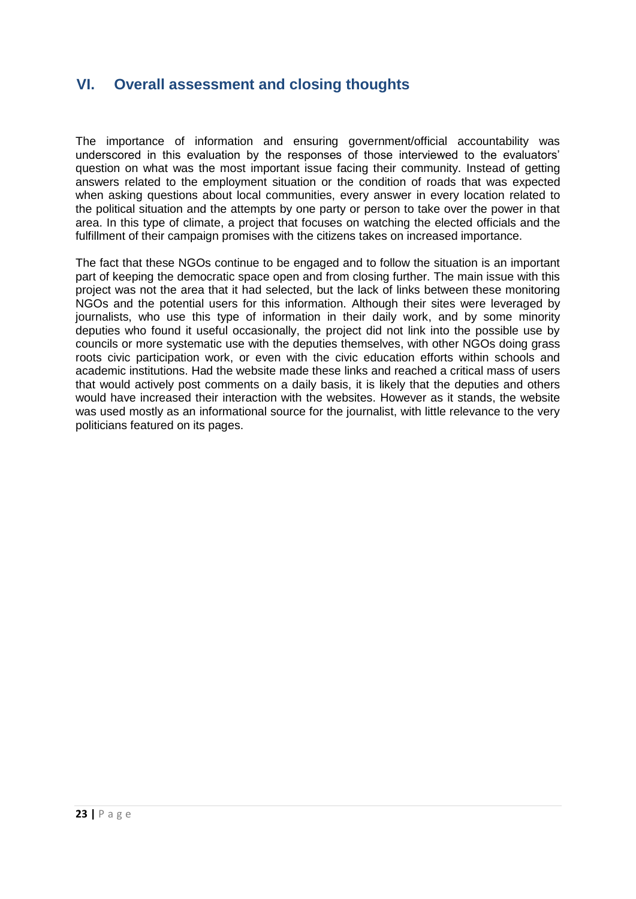## VI. Overall assessment and closing thoughts

The importance of information and ensuring government/official accountability was underscored in this evaluation by the responses of those interviewed to the evaluators' question on what was the most important issue facing their community. Instead of getting answers related to the employment situation or the condition of roads that was expected when asking questions about local communities, every answer in every location related to the political situation and the attempts by one party or person to take over the power in that area. In this type of climate, a project that focuses on watching the elected officials and the fulfillment of their campaign promises with the citizens takes on increased importance.

The fact that these NGOs continue to be engaged and to follow the situation is an important part of keeping the democratic space open and from closing further. The main issue with this project was not the area that it had selected, but the lack of links between these monitoring NGOs and the potential users for this information. Although their sites were leveraged by journalists, who use this type of information in their daily work, and by some minority deputies who found it useful occasionally, the project did not link into the possible use by councils or more systematic use with the deputies themselves, with other NGOs doing grass roots civic participation work, or even with the civic education efforts within schools and academic institutions. Had the website made these links and reached a critical mass of users that would actively post comments on a daily basis, it is likely that the deputies and others would have increased their interaction with the websites. However as it stands, the website was used mostly as an informational source for the journalist, with little relevance to the very politicians featured on its pages.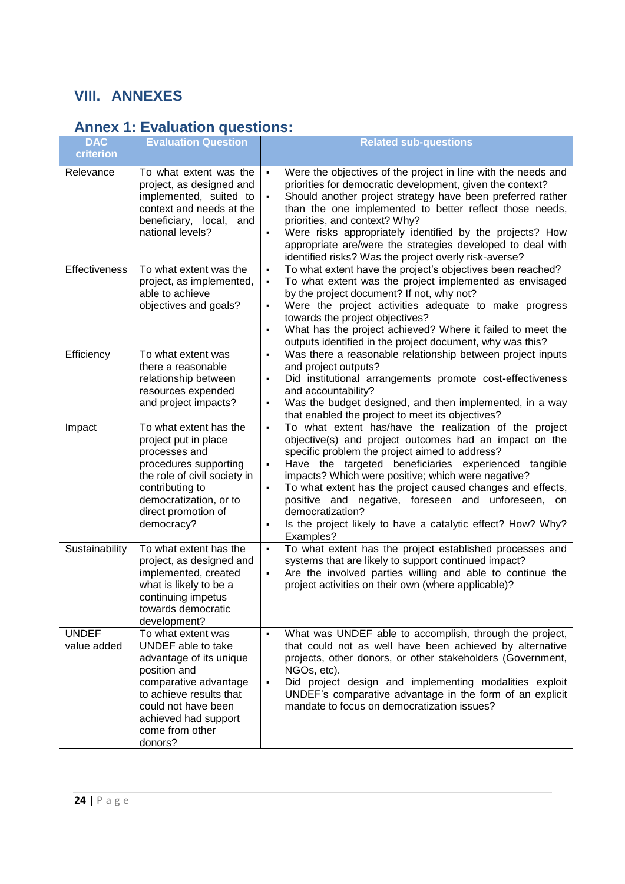# VIII. ANNEXES

## Annex 1: Evaluation questions:

| DAC criterion | Evaluation Question | Related sub-questions |
|---|---|---|
| Relevance | To what extent was the project, as designed and implemented, suited to context and needs at the beneficiary, local, and national levels? | ▪ Were the objectives of the project in line with the needs and priorities for democratic development, given the context?<br>▪ Should another project strategy have been preferred rather than the one implemented to better reflect those needs, priorities, and context? Why?<br>▪ Were risks appropriately identified by the projects? How appropriate are/were the strategies developed to deal with identified risks? Was the project overly risk-averse? |
| Effectiveness | To what extent was the project, as implemented, able to achieve objectives and goals? | ▪ To what extent have the project's objectives been reached?<br>▪ To what extent was the project implemented as envisaged by the project document? If not, why not?<br>▪ Were the project activities adequate to make progress towards the project objectives?<br>▪ What has the project achieved? Where it failed to meet the outputs identified in the project document, why was this? |
| Efficiency | To what extent was there a reasonable relationship between resources expended and project impacts? | ▪ Was there a reasonable relationship between project inputs and project outputs?<br>▪ Did institutional arrangements promote cost-effectiveness and accountability?<br>▪ Was the budget designed, and then implemented, in a way that enabled the project to meet its objectives? |
| Impact | To what extent has the project put in place processes and procedures supporting the role of civil society in contributing to democratization, or to direct promotion of democracy? | ▪ To what extent has/have the realization of the project objective(s) and project outcomes had an impact on the specific problem the project aimed to address?<br>▪ Have the targeted beneficiaries experienced tangible impacts? Which were positive; which were negative?<br>▪ To what extent has the project caused changes and effects, positive and negative, foreseen and unforeseen, on democratization?<br>▪ Is the project likely to have a catalytic effect? How? Why? Examples? |
| Sustainability | To what extent has the project, as designed and implemented, created what is likely to be a continuing impetus towards democratic development? | ▪ To what extent has the project established processes and systems that are likely to support continued impact?<br>▪ Are the involved parties willing and able to continue the project activities on their own (where applicable)? |
| UNDEF value added | To what extent was UNDEF able to take advantage of its unique position and comparative advantage to achieve results that could not have been achieved had support come from other donors? | ▪ What was UNDEF able to accomplish, through the project, that could not as well have been achieved by alternative projects, other donors, or other stakeholders (Government, NGOs, etc).<br>▪ Did project design and implementing modalities exploit UNDEF's comparative advantage in the form of an explicit mandate to focus on democratization issues? |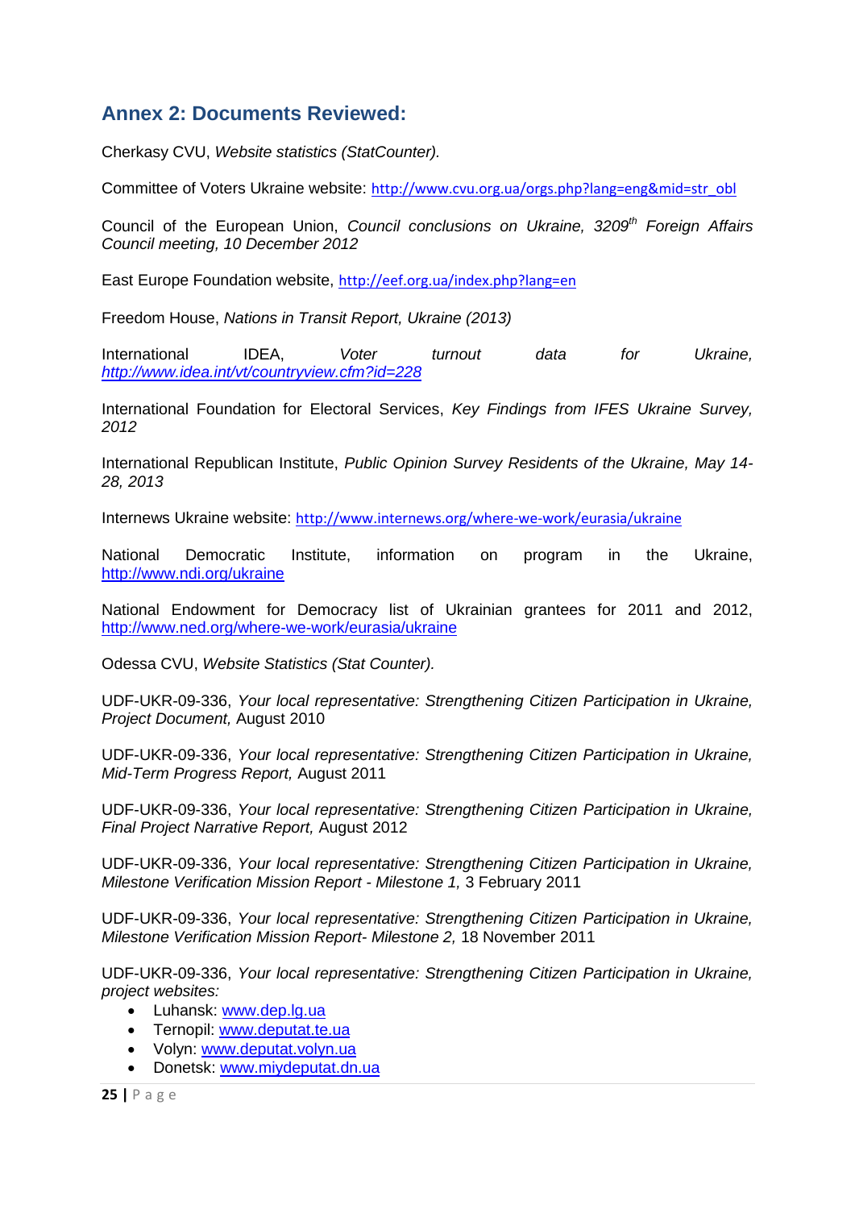## Annex 2: Documents Reviewed:

Cherkasy CVU, *Website statistics (StatCounter).*

Committee of Voters Ukraine website: http://www.cvu.org.ua/orgs.php?lang=eng&mid=str_obl

Council of the European Union, *Council conclusions on Ukraine, 3209th Foreign Affairs Council meeting, 10 December 2012*

East Europe Foundation website, http://eef.org.ua/index.php?lang=en

Freedom House, *Nations in Transit Report, Ukraine (2013)*

International IDEA, *Voter turnout data for Ukraine, http://www.idea.int/vt/countryview.cfm?id=228*

International Foundation for Electoral Services, *Key Findings from IFES Ukraine Survey, 2012*

International Republican Institute, *Public Opinion Survey Residents of the Ukraine, May 14-28, 2013*

Internews Ukraine website: http://www.internews.org/where-we-work/eurasia/ukraine

National Democratic Institute, information on program in the Ukraine, http://www.ndi.org/ukraine

National Endowment for Democracy list of Ukrainian grantees for 2011 and 2012, http://www.ned.org/where-we-work/eurasia/ukraine

Odessa CVU, *Website Statistics (Stat Counter).*

UDF-UKR-09-336, *Your local representative: Strengthening Citizen Participation in Ukraine, Project Document,* August 2010

UDF-UKR-09-336, *Your local representative: Strengthening Citizen Participation in Ukraine, Mid-Term Progress Report,* August 2011

UDF-UKR-09-336, *Your local representative: Strengthening Citizen Participation in Ukraine, Final Project Narrative Report,* August 2012

UDF-UKR-09-336, *Your local representative: Strengthening Citizen Participation in Ukraine, Milestone Verification Mission Report - Milestone 1,* 3 February 2011

UDF-UKR-09-336, *Your local representative: Strengthening Citizen Participation in Ukraine, Milestone Verification Mission Report- Milestone 2,* 18 November 2011

UDF-UKR-09-336, *Your local representative: Strengthening Citizen Participation in Ukraine, project websites:*

- Luhansk: www.dep.lg.ua
- Ternopil: www.deputat.te.ua
- Volyn: www.deputat.volyn.ua
- Donetsk: www.miydeputat.dn.ua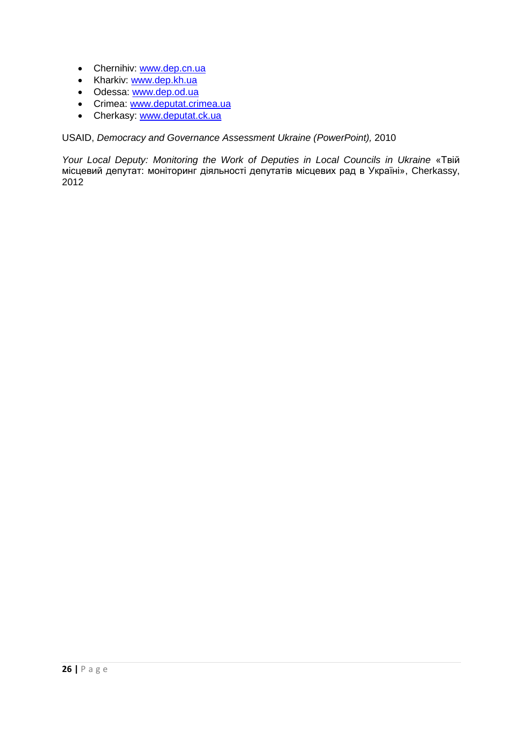- Chernihiv: www.dep.cn.ua
- Kharkiv: www.dep.kh.ua
- Odessa: www.dep.od.ua
- Crimea: www.deputat.crimea.ua
- Cherkasy: www.deputat.ck.ua

USAID, *Democracy and Governance Assessment Ukraine (PowerPoint),* 2010

*Your Local Deputy: Monitoring the Work of Deputies in Local Councils in Ukraine* «Твій місцевий депутат: моніторинг діяльності депутатів місцевих рад в Україні», Cherkassy, 2012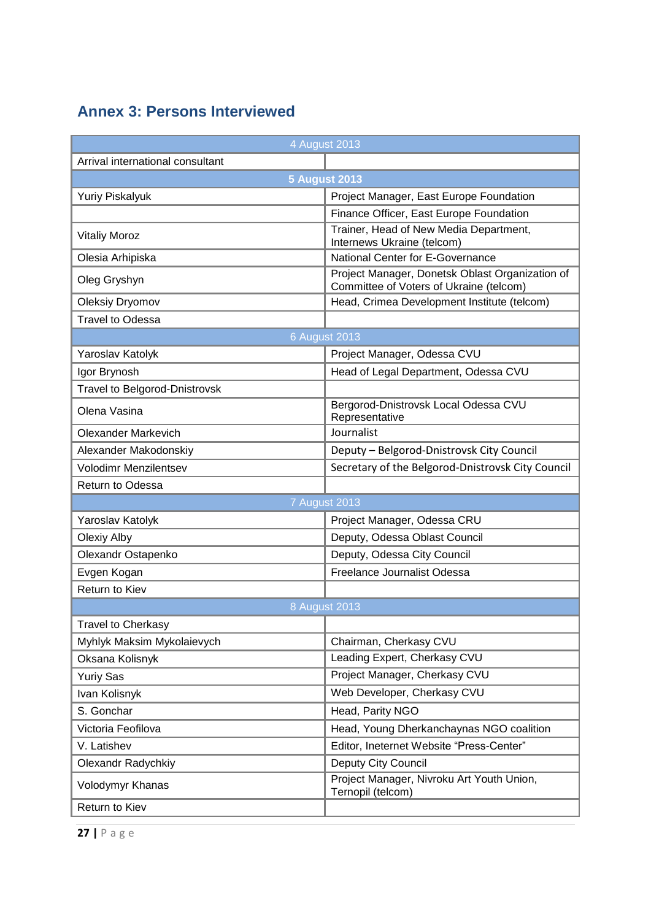## Annex 3: Persons Interviewed

| 4 August 2013 | |
|---|---|
| Arrival international consultant | |
| **5 August 2013** | |
| Yuriy Piskalyuk | Project Manager, East Europe Foundation |
| | Finance Officer, East Europe Foundation |
| Vitaliy Moroz | Trainer, Head of New Media Department, Internews Ukraine (telcom) |
| Olesia Arhipiska | National Center for E-Governance |
| Oleg Gryshyn | Project Manager, Donetsk Oblast Organization of Committee of Voters of Ukraine (telcom) |
| Oleksiy Dryomov | Head, Crimea Development Institute (telcom) |
| Travel to Odessa | |
| 6 August 2013 | |
| Yaroslav Katolyk | Project Manager, Odessa CVU |
| Igor Brynosh | Head of Legal Department, Odessa CVU |
| Travel to Belgorod-Dnistrovsk | |
| Olena Vasina | Bergorod-Dnistrovsk Local Odessa CVU Representative |
| Olexander Markevich | Journalist |
| Alexander Makodonskiy | Deputy – Belgorod-Dnistrovsk City Council |
| Volodimr Menzilentsev | Secretary of the Belgorod-Dnistrovsk City Council |
| Return to Odessa | |
| 7 August 2013 | |
| Yaroslav Katolyk | Project Manager, Odessa CRU |
| Olexiy Alby | Deputy, Odessa Oblast Council |
| Olexandr Ostapenko | Deputy, Odessa City Council |
| Evgen Kogan | Freelance Journalist Odessa |
| Return to Kiev | |
| 8 August 2013 | |
| Travel to Cherkasy | |
| Myhlyk Maksim Mykolaievych | Chairman, Cherkasy CVU |
| Oksana Kolisnyk | Leading Expert, Cherkasy CVU |
| Yuriy Sas | Project Manager, Cherkasy CVU |
| Ivan Kolisnyk | Web Developer, Cherkasy CVU |
| S. Gonchar | Head, Parity NGO |
| Victoria Feofilova | Head, Young Dherkanchaynas NGO coalition |
| V. Latishev | Editor, Ineternet Website "Press-Center" |
| Olexandr Radychkiy | Deputy City Council |
| Volodymyr Khanas | Project Manager, Nivroku Art Youth Union, Ternopil (telcom) |
| Return to Kiev | |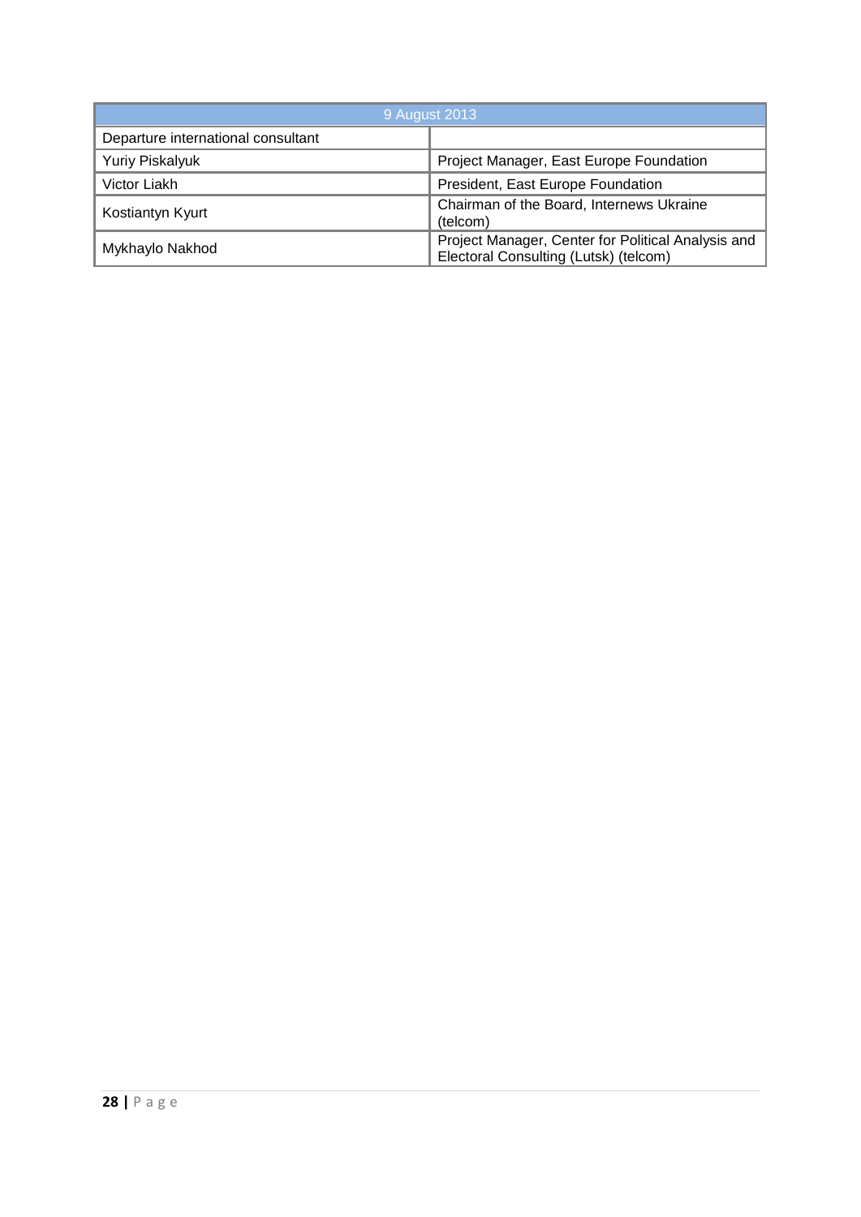| 9 August 2013 | |
|---|---|
| Departure international consultant | |
| Yuriy Piskalyuk | Project Manager, East Europe Foundation |
| Victor Liakh | President, East Europe Foundation |
| Kostiantyn Kyurt | Chairman of the Board, Internews Ukraine (telcom) |
| Mykhaylo Nakhod | Project Manager, Center for Political Analysis and Electoral Consulting (Lutsk) (telcom) |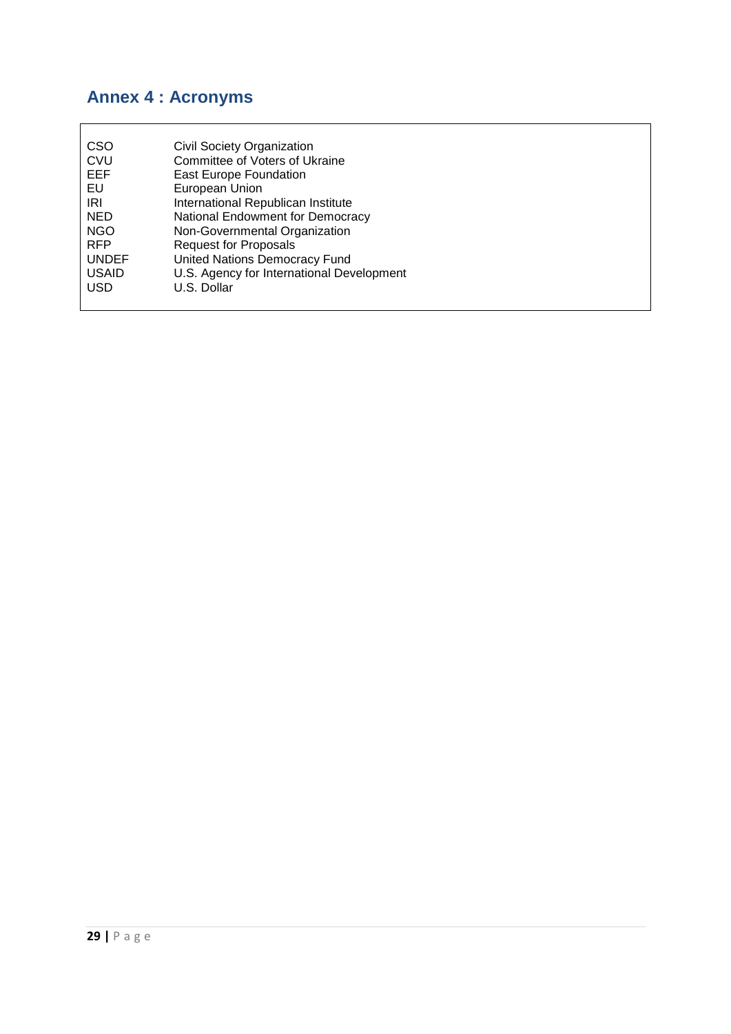## Annex 4 : Acronyms

| | |
|---|---|
| CSO | Civil Society Organization |
| CVU | Committee of Voters of Ukraine |
| EEF | East Europe Foundation |
| EU | European Union |
| IRI | International Republican Institute |
| NED | National Endowment for Democracy |
| NGO | Non-Governmental Organization |
| RFP | Request for Proposals |
| UNDEF | United Nations Democracy Fund |
| USAID | U.S. Agency for International Development |
| USD | U.S. Dollar |